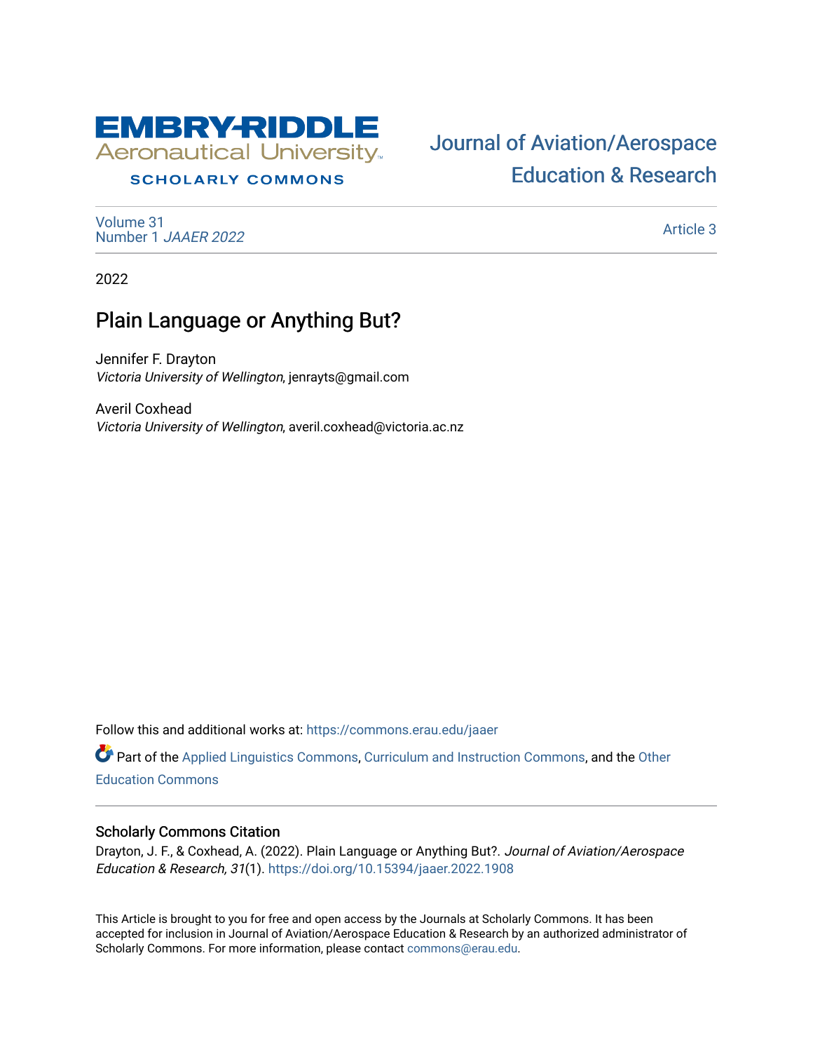EMBRY-RIDDLE
Aeronautical University
SCHOLARLY COMMONS

Journal of Aviation/Aerospace Education & Research

Volume 31
Number 1 *JAAER 2022*

Article 3

2022

# Plain Language or Anything But?

Jennifer F. Drayton
*Victoria University of Wellington*, jenrayts@gmail.com

Averil Coxhead
*Victoria University of Wellington*, averil.coxhead@victoria.ac.nz

Follow this and additional works at: https://commons.erau.edu/jaaer

Part of the Applied Linguistics Commons, Curriculum and Instruction Commons, and the Other Education Commons

## Scholarly Commons Citation

Drayton, J. F., & Coxhead, A. (2022). Plain Language or Anything But?. *Journal of Aviation/Aerospace Education & Research, 31*(1). https://doi.org/10.15394/jaaer.2022.1908

This Article is brought to you for free and open access by the Journals at Scholarly Commons. It has been accepted for inclusion in Journal of Aviation/Aerospace Education & Research by an authorized administrator of Scholarly Commons. For more information, please contact commons@erau.edu.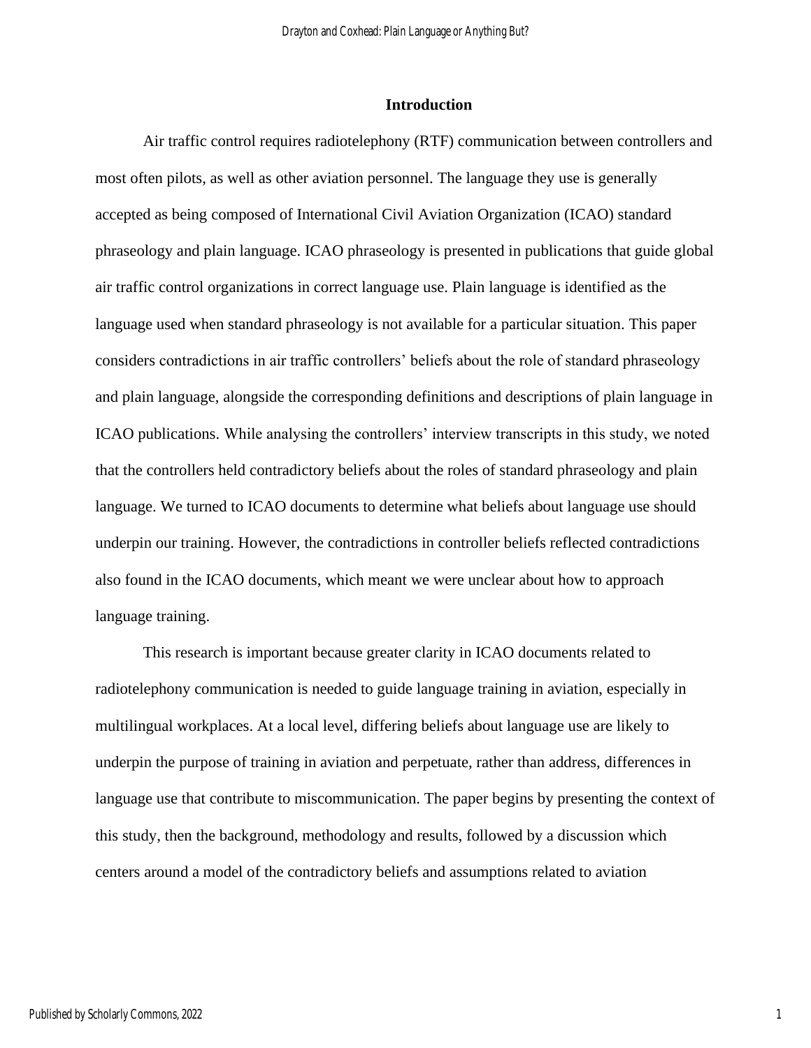## Introduction

Air traffic control requires radiotelephony (RTF) communication between controllers and most often pilots, as well as other aviation personnel. The language they use is generally accepted as being composed of International Civil Aviation Organization (ICAO) standard phraseology and plain language. ICAO phraseology is presented in publications that guide global air traffic control organizations in correct language use. Plain language is identified as the language used when standard phraseology is not available for a particular situation. This paper considers contradictions in air traffic controllers' beliefs about the role of standard phraseology and plain language, alongside the corresponding definitions and descriptions of plain language in ICAO publications. While analysing the controllers' interview transcripts in this study, we noted that the controllers held contradictory beliefs about the roles of standard phraseology and plain language. We turned to ICAO documents to determine what beliefs about language use should underpin our training. However, the contradictions in controller beliefs reflected contradictions also found in the ICAO documents, which meant we were unclear about how to approach language training.

This research is important because greater clarity in ICAO documents related to radiotelephony communication is needed to guide language training in aviation, especially in multilingual workplaces. At a local level, differing beliefs about language use are likely to underpin the purpose of training in aviation and perpetuate, rather than address, differences in language use that contribute to miscommunication. The paper begins by presenting the context of this study, then the background, methodology and results, followed by a discussion which centers around a model of the contradictory beliefs and assumptions related to aviation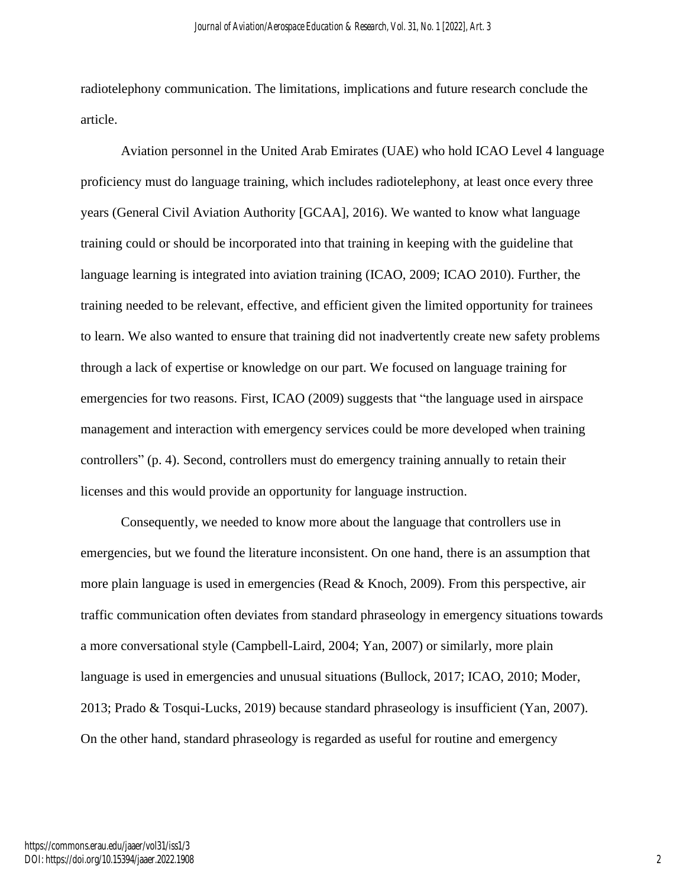radiotelephony communication. The limitations, implications and future research conclude the article.

Aviation personnel in the United Arab Emirates (UAE) who hold ICAO Level 4 language proficiency must do language training, which includes radiotelephony, at least once every three years (General Civil Aviation Authority [GCAA], 2016). We wanted to know what language training could or should be incorporated into that training in keeping with the guideline that language learning is integrated into aviation training (ICAO, 2009; ICAO 2010). Further, the training needed to be relevant, effective, and efficient given the limited opportunity for trainees to learn. We also wanted to ensure that training did not inadvertently create new safety problems through a lack of expertise or knowledge on our part. We focused on language training for emergencies for two reasons. First, ICAO (2009) suggests that "the language used in airspace management and interaction with emergency services could be more developed when training controllers" (p. 4). Second, controllers must do emergency training annually to retain their licenses and this would provide an opportunity for language instruction.

Consequently, we needed to know more about the language that controllers use in emergencies, but we found the literature inconsistent. On one hand, there is an assumption that more plain language is used in emergencies (Read & Knoch, 2009). From this perspective, air traffic communication often deviates from standard phraseology in emergency situations towards a more conversational style (Campbell-Laird, 2004; Yan, 2007) or similarly, more plain language is used in emergencies and unusual situations (Bullock, 2017; ICAO, 2010; Moder, 2013; Prado & Tosqui-Lucks, 2019) because standard phraseology is insufficient (Yan, 2007). On the other hand, standard phraseology is regarded as useful for routine and emergency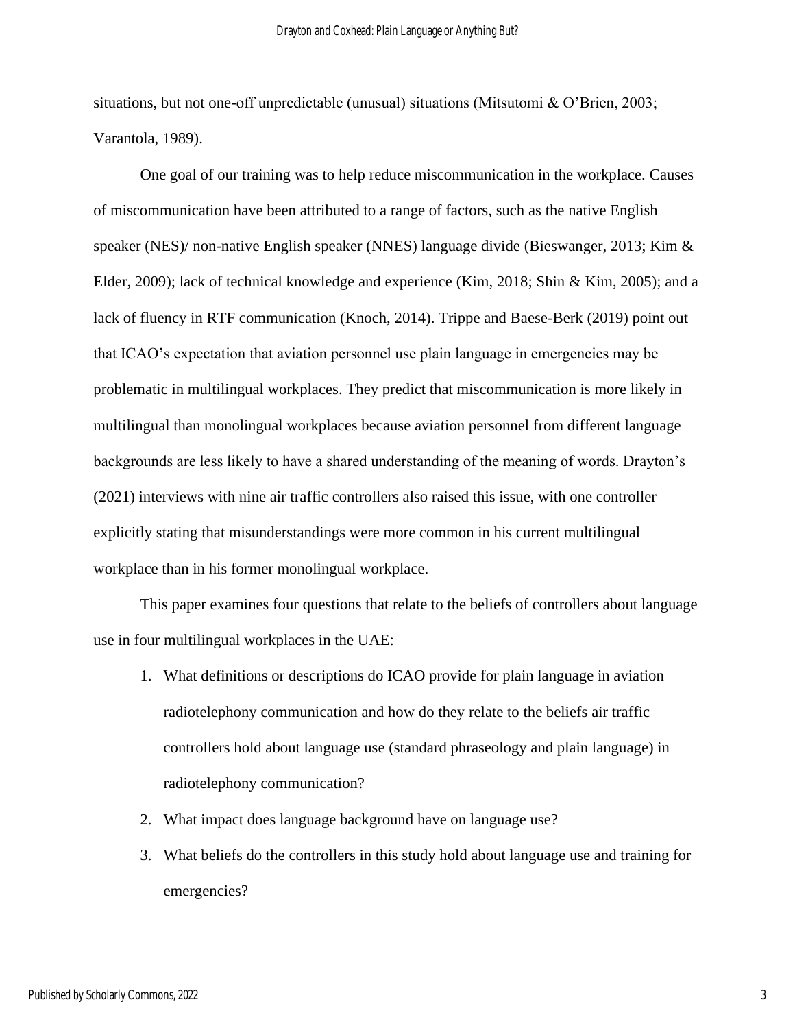situations, but not one-off unpredictable (unusual) situations (Mitsutomi & O'Brien, 2003; Varantola, 1989).

One goal of our training was to help reduce miscommunication in the workplace. Causes of miscommunication have been attributed to a range of factors, such as the native English speaker (NES)/ non-native English speaker (NNES) language divide (Bieswanger, 2013; Kim & Elder, 2009); lack of technical knowledge and experience (Kim, 2018; Shin & Kim, 2005); and a lack of fluency in RTF communication (Knoch, 2014). Trippe and Baese-Berk (2019) point out that ICAO's expectation that aviation personnel use plain language in emergencies may be problematic in multilingual workplaces. They predict that miscommunication is more likely in multilingual than monolingual workplaces because aviation personnel from different language backgrounds are less likely to have a shared understanding of the meaning of words. Drayton's (2021) interviews with nine air traffic controllers also raised this issue, with one controller explicitly stating that misunderstandings were more common in his current multilingual workplace than in his former monolingual workplace.

This paper examines four questions that relate to the beliefs of controllers about language use in four multilingual workplaces in the UAE:

1. What definitions or descriptions do ICAO provide for plain language in aviation radiotelephony communication and how do they relate to the beliefs air traffic controllers hold about language use (standard phraseology and plain language) in radiotelephony communication?
2. What impact does language background have on language use?
3. What beliefs do the controllers in this study hold about language use and training for emergencies?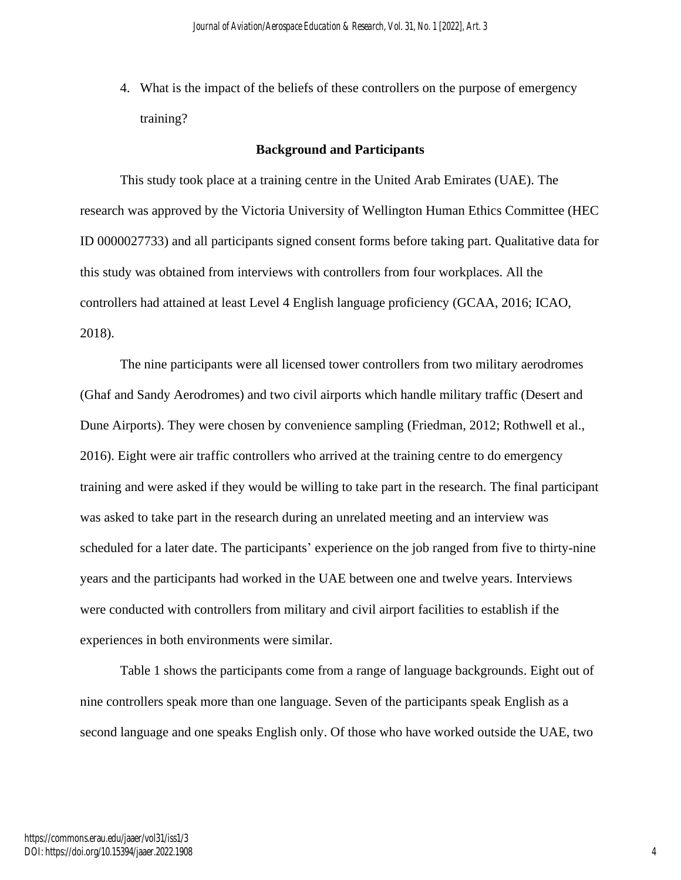4. What is the impact of the beliefs of these controllers on the purpose of emergency training?

## Background and Participants

This study took place at a training centre in the United Arab Emirates (UAE). The research was approved by the Victoria University of Wellington Human Ethics Committee (HEC ID 0000027733) and all participants signed consent forms before taking part. Qualitative data for this study was obtained from interviews with controllers from four workplaces. All the controllers had attained at least Level 4 English language proficiency (GCAA, 2016; ICAO, 2018).

The nine participants were all licensed tower controllers from two military aerodromes (Ghaf and Sandy Aerodromes) and two civil airports which handle military traffic (Desert and Dune Airports). They were chosen by convenience sampling (Friedman, 2012; Rothwell et al., 2016). Eight were air traffic controllers who arrived at the training centre to do emergency training and were asked if they would be willing to take part in the research. The final participant was asked to take part in the research during an unrelated meeting and an interview was scheduled for a later date. The participants' experience on the job ranged from five to thirty-nine years and the participants had worked in the UAE between one and twelve years. Interviews were conducted with controllers from military and civil airport facilities to establish if the experiences in both environments were similar.

Table 1 shows the participants come from a range of language backgrounds. Eight out of nine controllers speak more than one language. Seven of the participants speak English as a second language and one speaks English only. Of those who have worked outside the UAE, two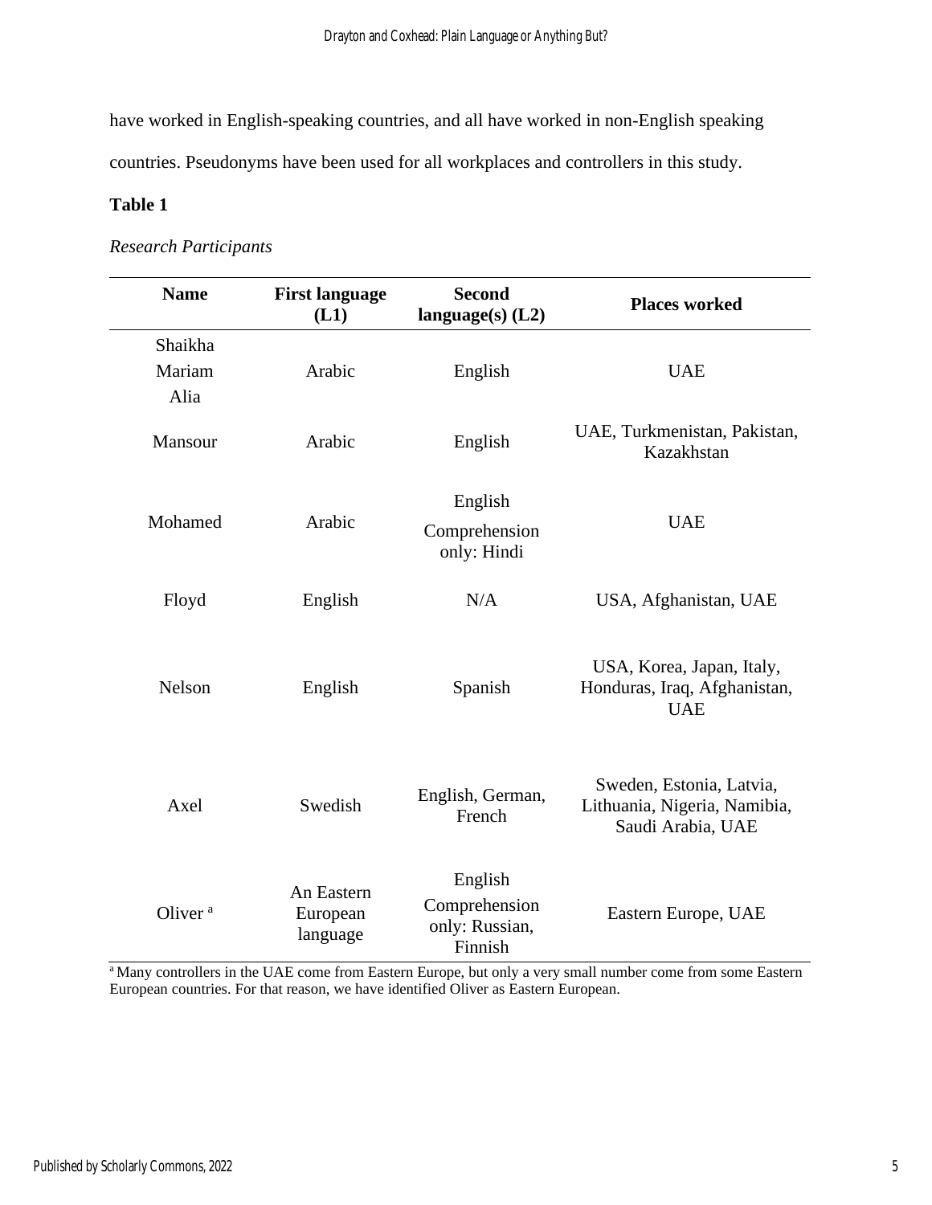have worked in English-speaking countries, and all have worked in non-English speaking countries. Pseudonyms have been used for all workplaces and controllers in this study.

**Table 1**

*Research Participants*

| Name | First language (L1) | Second language(s) (L2) | Places worked |
|---|---|---|---|
| Shaikha<br>Mariam<br>Alia | Arabic | English | UAE |
| Mansour | Arabic | English | UAE, Turkmenistan, Pakistan, Kazakhstan |
| Mohamed | Arabic | English<br>Comprehension only: Hindi | UAE |
| Floyd | English | N/A | USA, Afghanistan, UAE |
| Nelson | English | Spanish | USA, Korea, Japan, Italy, Honduras, Iraq, Afghanistan, UAE |
| Axel | Swedish | English, German, French | Sweden, Estonia, Latvia, Lithuania, Nigeria, Namibia, Saudi Arabia, UAE |
| Oliver [a] | An Eastern European language | English<br>Comprehension only: Russian, Finnish | Eastern Europe, UAE |

[a] Many controllers in the UAE come from Eastern Europe, but only a very small number come from some Eastern European countries. For that reason, we have identified Oliver as Eastern European.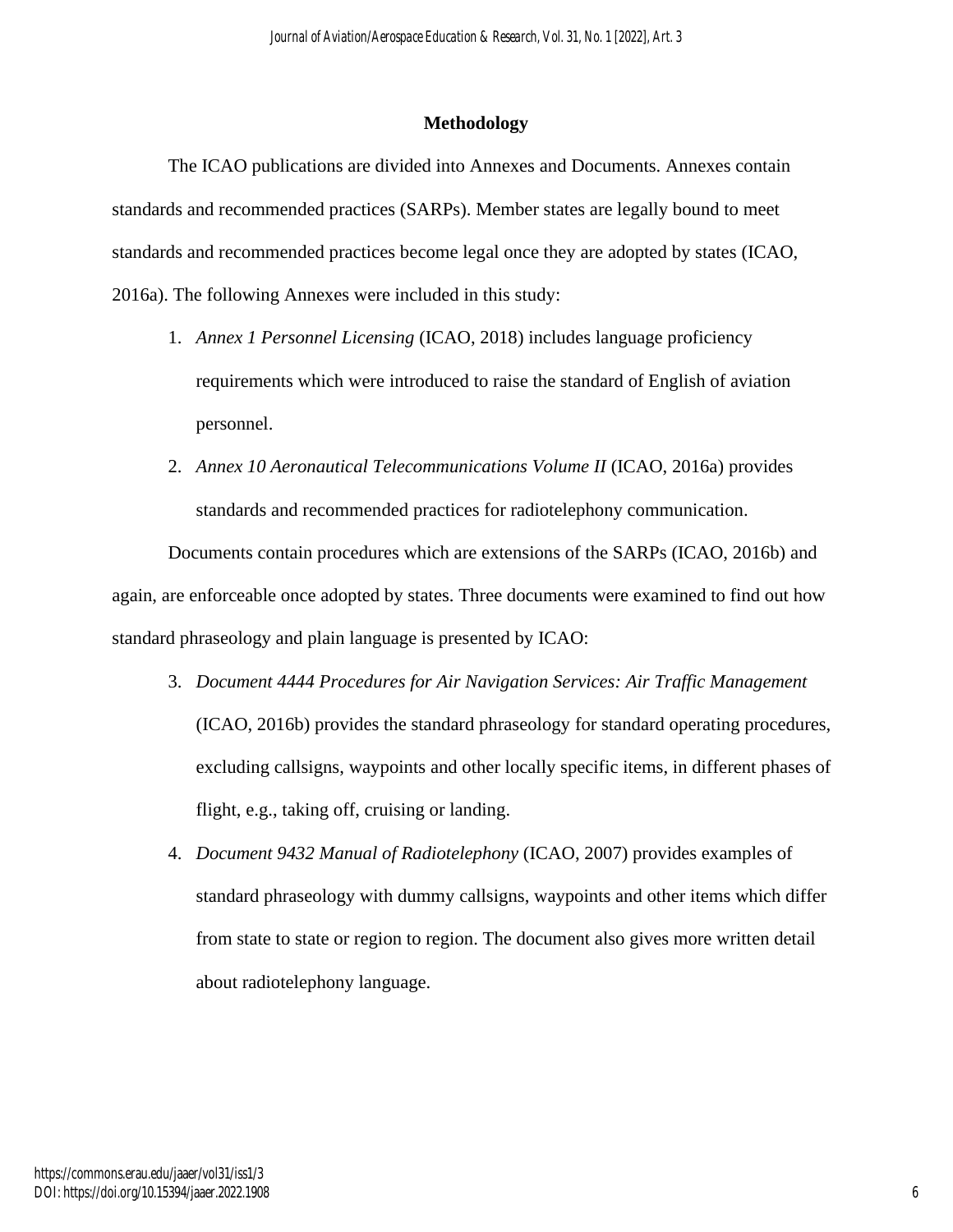## Methodology

The ICAO publications are divided into Annexes and Documents. Annexes contain standards and recommended practices (SARPs). Member states are legally bound to meet standards and recommended practices become legal once they are adopted by states (ICAO, 2016a). The following Annexes were included in this study:

1. *Annex 1 Personnel Licensing* (ICAO, 2018) includes language proficiency requirements which were introduced to raise the standard of English of aviation personnel.
2. *Annex 10 Aeronautical Telecommunications Volume II* (ICAO, 2016a) provides standards and recommended practices for radiotelephony communication.

Documents contain procedures which are extensions of the SARPs (ICAO, 2016b) and again, are enforceable once adopted by states. Three documents were examined to find out how standard phraseology and plain language is presented by ICAO:

3. *Document 4444 Procedures for Air Navigation Services: Air Traffic Management* (ICAO, 2016b) provides the standard phraseology for standard operating procedures, excluding callsigns, waypoints and other locally specific items, in different phases of flight, e.g., taking off, cruising or landing.
4. *Document 9432 Manual of Radiotelephony* (ICAO, 2007) provides examples of standard phraseology with dummy callsigns, waypoints and other items which differ from state to state or region to region. The document also gives more written detail about radiotelephony language.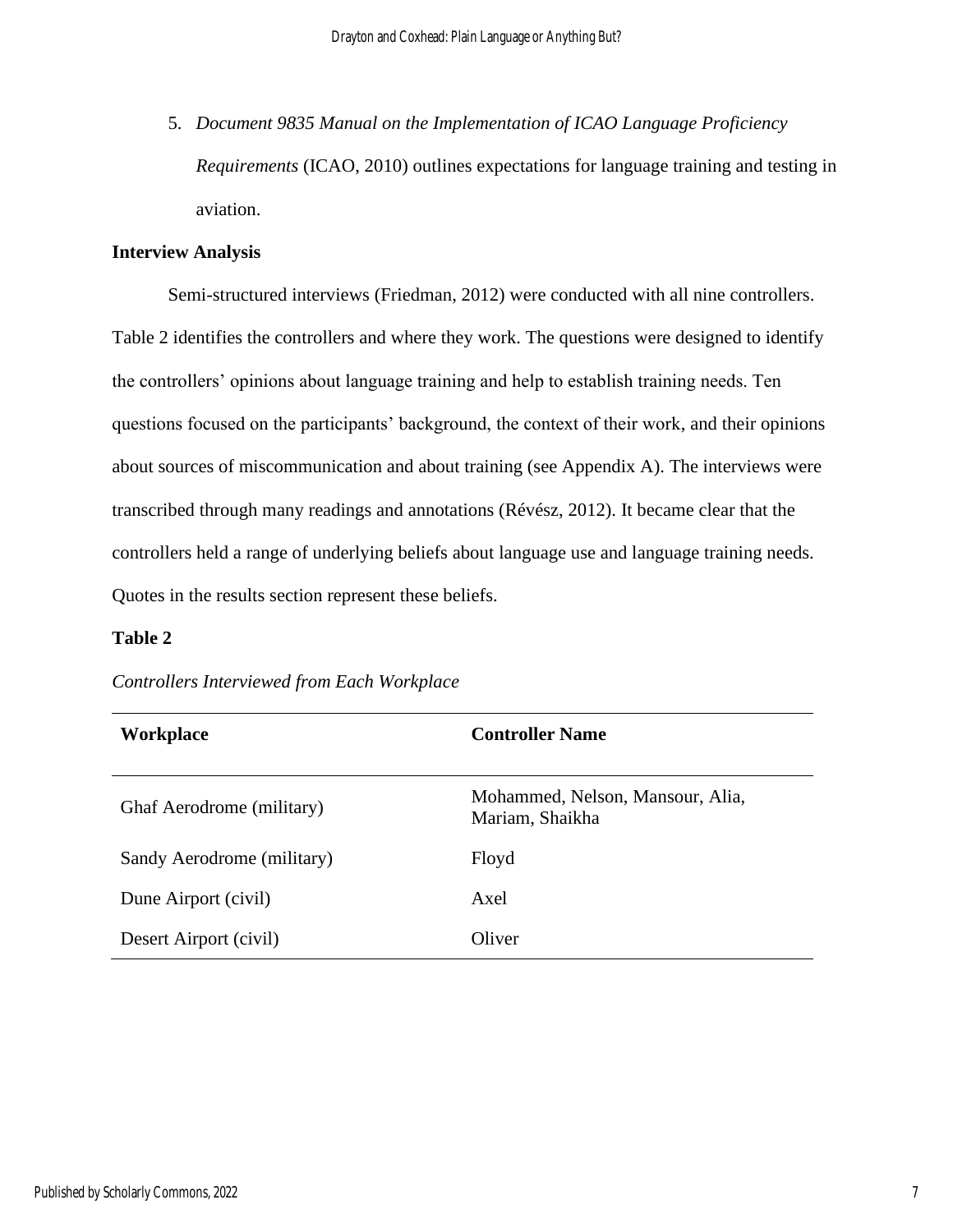5. *Document 9835 Manual on the Implementation of ICAO Language Proficiency Requirements* (ICAO, 2010) outlines expectations for language training and testing in aviation.

**Interview Analysis**

Semi-structured interviews (Friedman, 2012) were conducted with all nine controllers. Table 2 identifies the controllers and where they work. The questions were designed to identify the controllers' opinions about language training and help to establish training needs. Ten questions focused on the participants' background, the context of their work, and their opinions about sources of miscommunication and about training (see Appendix A). The interviews were transcribed through many readings and annotations (Révész, 2012). It became clear that the controllers held a range of underlying beliefs about language use and language training needs. Quotes in the results section represent these beliefs.

**Table 2**

*Controllers Interviewed from Each Workplace*

| Workplace | Controller Name |
| --- | --- |
| Ghaf Aerodrome (military) | Mohammed, Nelson, Mansour, Alia, Mariam, Shaikha |
| Sandy Aerodrome (military) | Floyd |
| Dune Airport (civil) | Axel |
| Desert Airport (civil) | Oliver |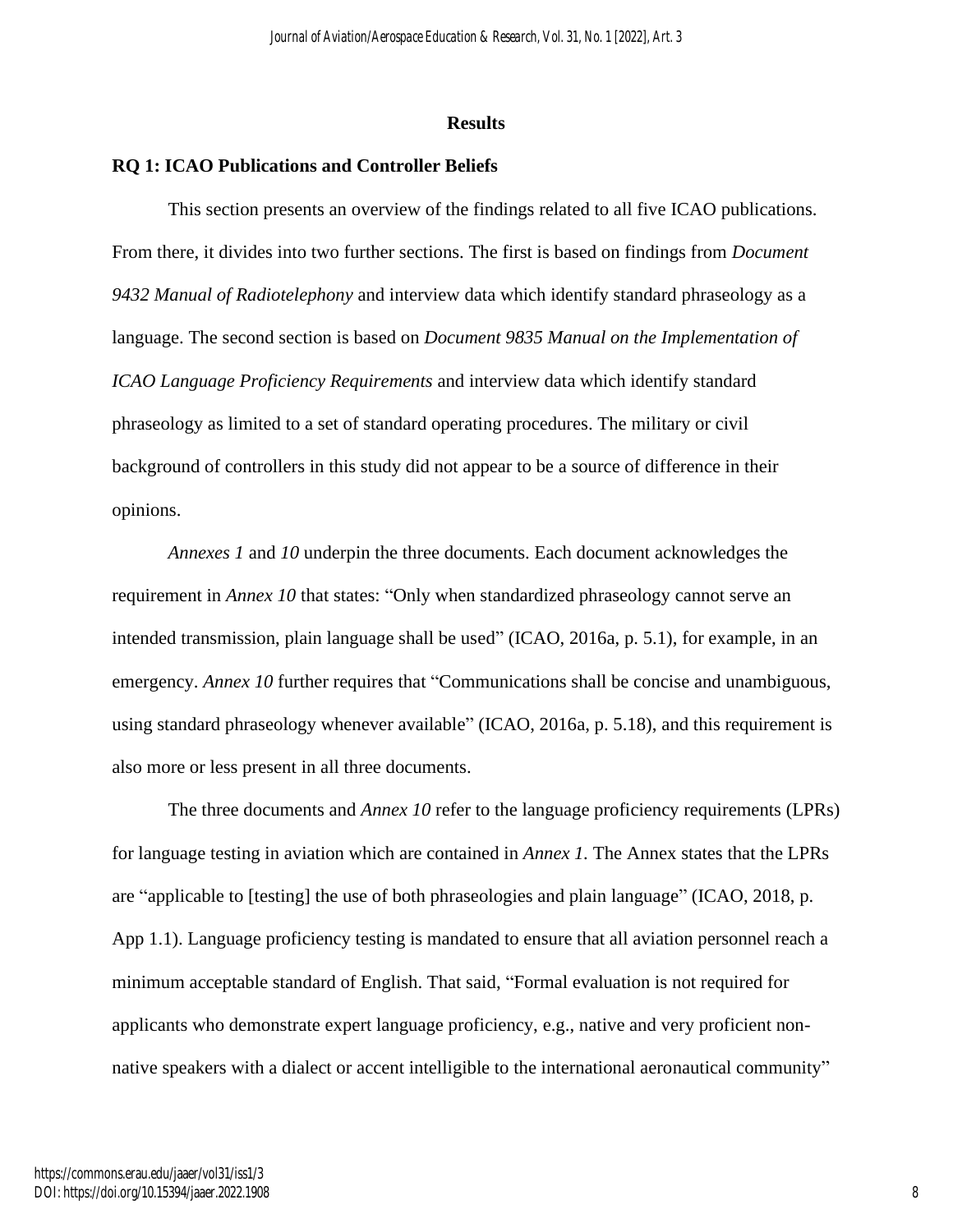## Results

### RQ 1: ICAO Publications and Controller Beliefs

This section presents an overview of the findings related to all five ICAO publications. From there, it divides into two further sections. The first is based on findings from *Document 9432 Manual of Radiotelephony* and interview data which identify standard phraseology as a language. The second section is based on *Document 9835 Manual on the Implementation of ICAO Language Proficiency Requirements* and interview data which identify standard phraseology as limited to a set of standard operating procedures. The military or civil background of controllers in this study did not appear to be a source of difference in their opinions.

*Annexes 1* and *10* underpin the three documents. Each document acknowledges the requirement in *Annex 10* that states: "Only when standardized phraseology cannot serve an intended transmission, plain language shall be used" (ICAO, 2016a, p. 5.1), for example, in an emergency. *Annex 10* further requires that "Communications shall be concise and unambiguous, using standard phraseology whenever available" (ICAO, 2016a, p. 5.18), and this requirement is also more or less present in all three documents.

The three documents and *Annex 10* refer to the language proficiency requirements (LPRs) for language testing in aviation which are contained in *Annex 1.* The Annex states that the LPRs are "applicable to [testing] the use of both phraseologies and plain language" (ICAO, 2018, p. App 1.1). Language proficiency testing is mandated to ensure that all aviation personnel reach a minimum acceptable standard of English. That said, "Formal evaluation is not required for applicants who demonstrate expert language proficiency, e.g., native and very proficient non-native speakers with a dialect or accent intelligible to the international aeronautical community"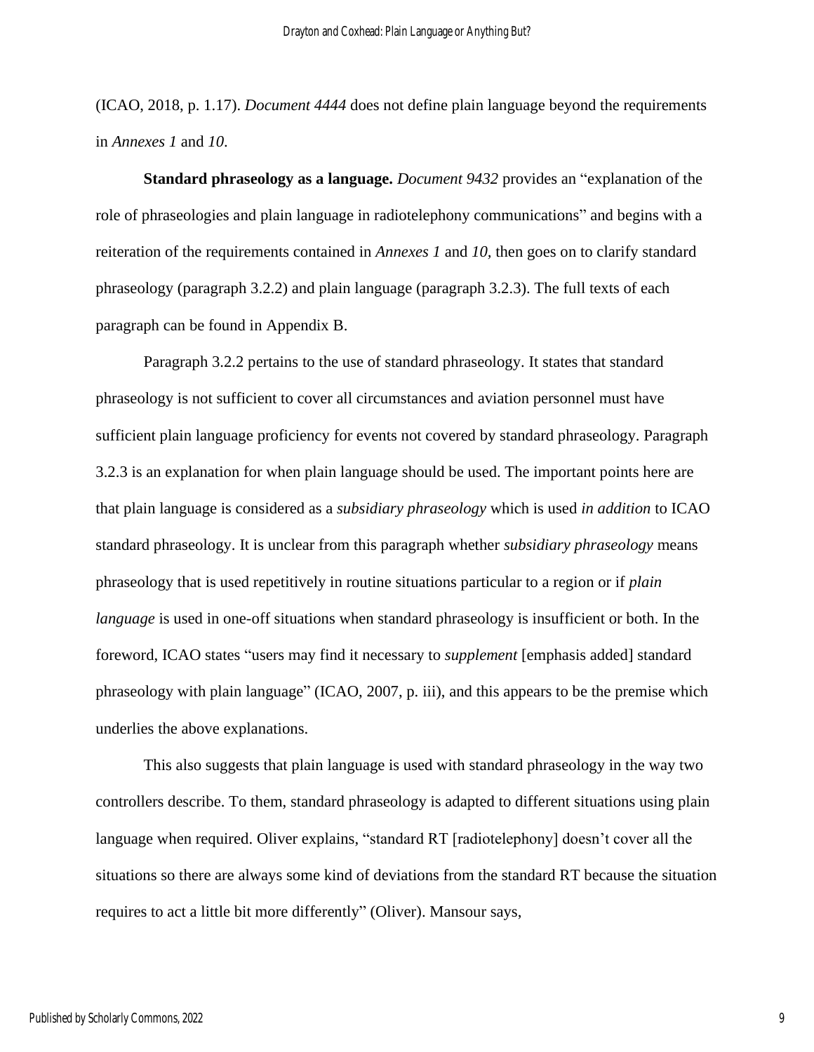(ICAO, 2018, p. 1.17). *Document 4444* does not define plain language beyond the requirements in *Annexes 1* and *10*.

**Standard phraseology as a language.** *Document 9432* provides an "explanation of the role of phraseologies and plain language in radiotelephony communications" and begins with a reiteration of the requirements contained in *Annexes 1* and *10,* then goes on to clarify standard phraseology (paragraph 3.2.2) and plain language (paragraph 3.2.3). The full texts of each paragraph can be found in Appendix B.

Paragraph 3.2.2 pertains to the use of standard phraseology. It states that standard phraseology is not sufficient to cover all circumstances and aviation personnel must have sufficient plain language proficiency for events not covered by standard phraseology. Paragraph 3.2.3 is an explanation for when plain language should be used. The important points here are that plain language is considered as a *subsidiary phraseology* which is used *in addition* to ICAO standard phraseology. It is unclear from this paragraph whether *subsidiary phraseology* means phraseology that is used repetitively in routine situations particular to a region or if *plain language* is used in one-off situations when standard phraseology is insufficient or both. In the foreword, ICAO states "users may find it necessary to *supplement* [emphasis added] standard phraseology with plain language" (ICAO, 2007, p. iii), and this appears to be the premise which underlies the above explanations.

This also suggests that plain language is used with standard phraseology in the way two controllers describe. To them, standard phraseology is adapted to different situations using plain language when required. Oliver explains, "standard RT [radiotelephony] doesn't cover all the situations so there are always some kind of deviations from the standard RT because the situation requires to act a little bit more differently" (Oliver). Mansour says,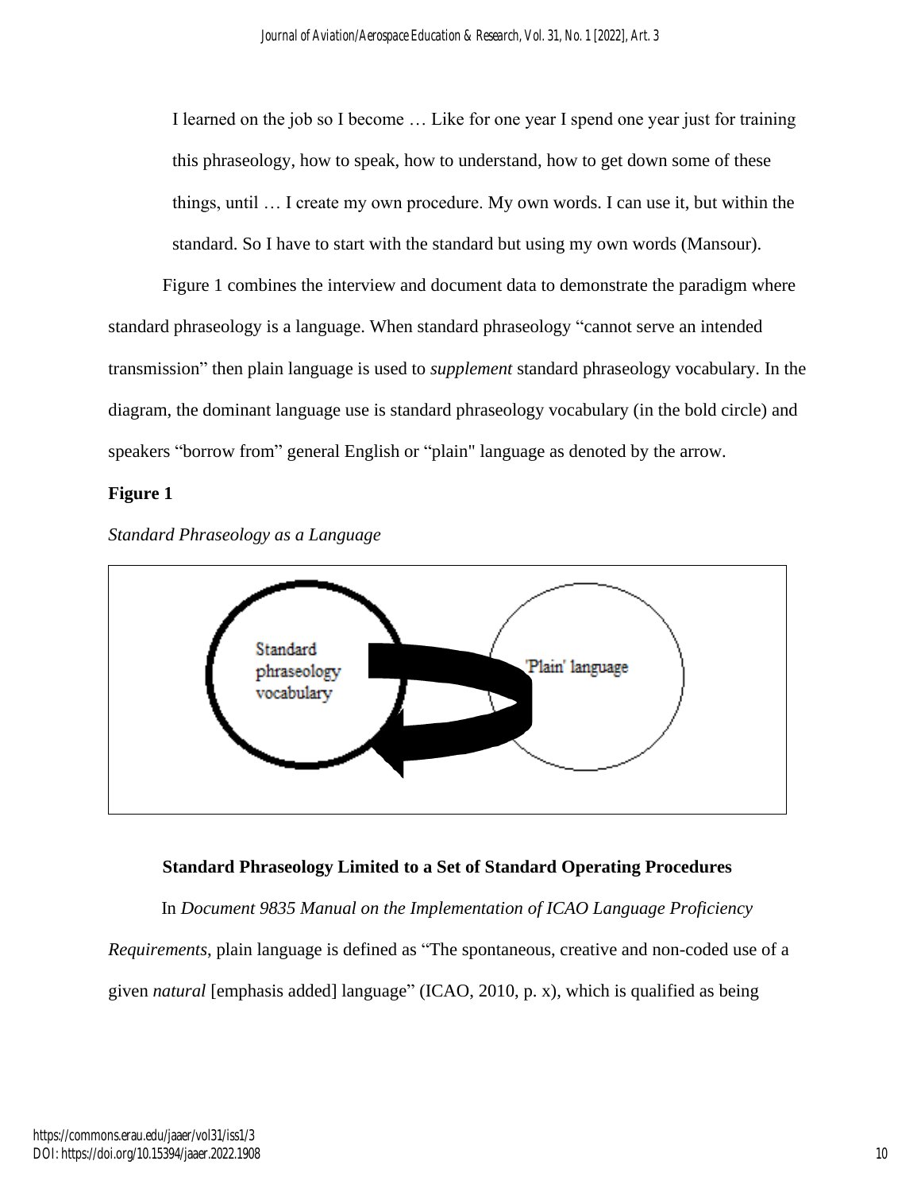> I learned on the job so I become … Like for one year I spend one year just for training this phraseology, how to speak, how to understand, how to get down some of these things, until … I create my own procedure. My own words. I can use it, but within the standard. So I have to start with the standard but using my own words (Mansour).

Figure 1 combines the interview and document data to demonstrate the paradigm where standard phraseology is a language. When standard phraseology "cannot serve an intended transmission" then plain language is used to *supplement* standard phraseology vocabulary. In the diagram, the dominant language use is standard phraseology vocabulary (in the bold circle) and speakers "borrow from" general English or "plain" language as denoted by the arrow.

**Figure 1**

*Standard Phraseology as a Language*

Standard phraseology vocabulary

'Plain' language

### Standard Phraseology Limited to a Set of Standard Operating Procedures

In *Document 9835 Manual on the Implementation of ICAO Language Proficiency Requirements*, plain language is defined as "The spontaneous, creative and non-coded use of a given *natural* [emphasis added] language" (ICAO, 2010, p. x), which is qualified as being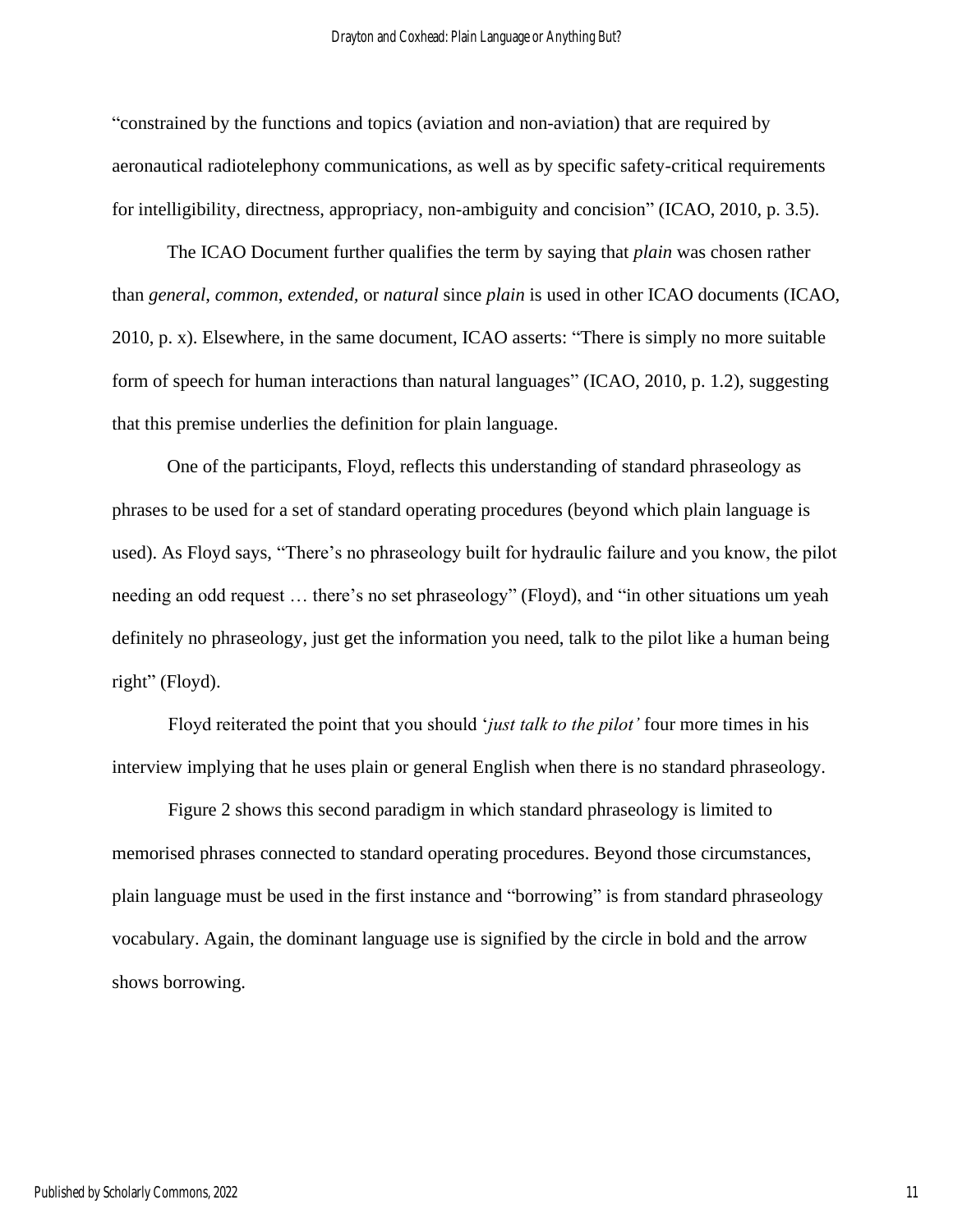"constrained by the functions and topics (aviation and non-aviation) that are required by aeronautical radiotelephony communications, as well as by specific safety-critical requirements for intelligibility, directness, appropriacy, non-ambiguity and concision" (ICAO, 2010, p. 3.5).

The ICAO Document further qualifies the term by saying that *plain* was chosen rather than *general*, *common*, *extended*, or *natural* since *plain* is used in other ICAO documents (ICAO, 2010, p. x). Elsewhere, in the same document, ICAO asserts: "There is simply no more suitable form of speech for human interactions than natural languages" (ICAO, 2010, p. 1.2), suggesting that this premise underlies the definition for plain language.

One of the participants, Floyd, reflects this understanding of standard phraseology as phrases to be used for a set of standard operating procedures (beyond which plain language is used). As Floyd says, "There's no phraseology built for hydraulic failure and you know, the pilot needing an odd request … there's no set phraseology" (Floyd), and "in other situations um yeah definitely no phraseology, just get the information you need, talk to the pilot like a human being right" (Floyd).

Floyd reiterated the point that you should '*just talk to the pilot'* four more times in his interview implying that he uses plain or general English when there is no standard phraseology.

Figure 2 shows this second paradigm in which standard phraseology is limited to memorised phrases connected to standard operating procedures. Beyond those circumstances, plain language must be used in the first instance and "borrowing" is from standard phraseology vocabulary. Again, the dominant language use is signified by the circle in bold and the arrow shows borrowing.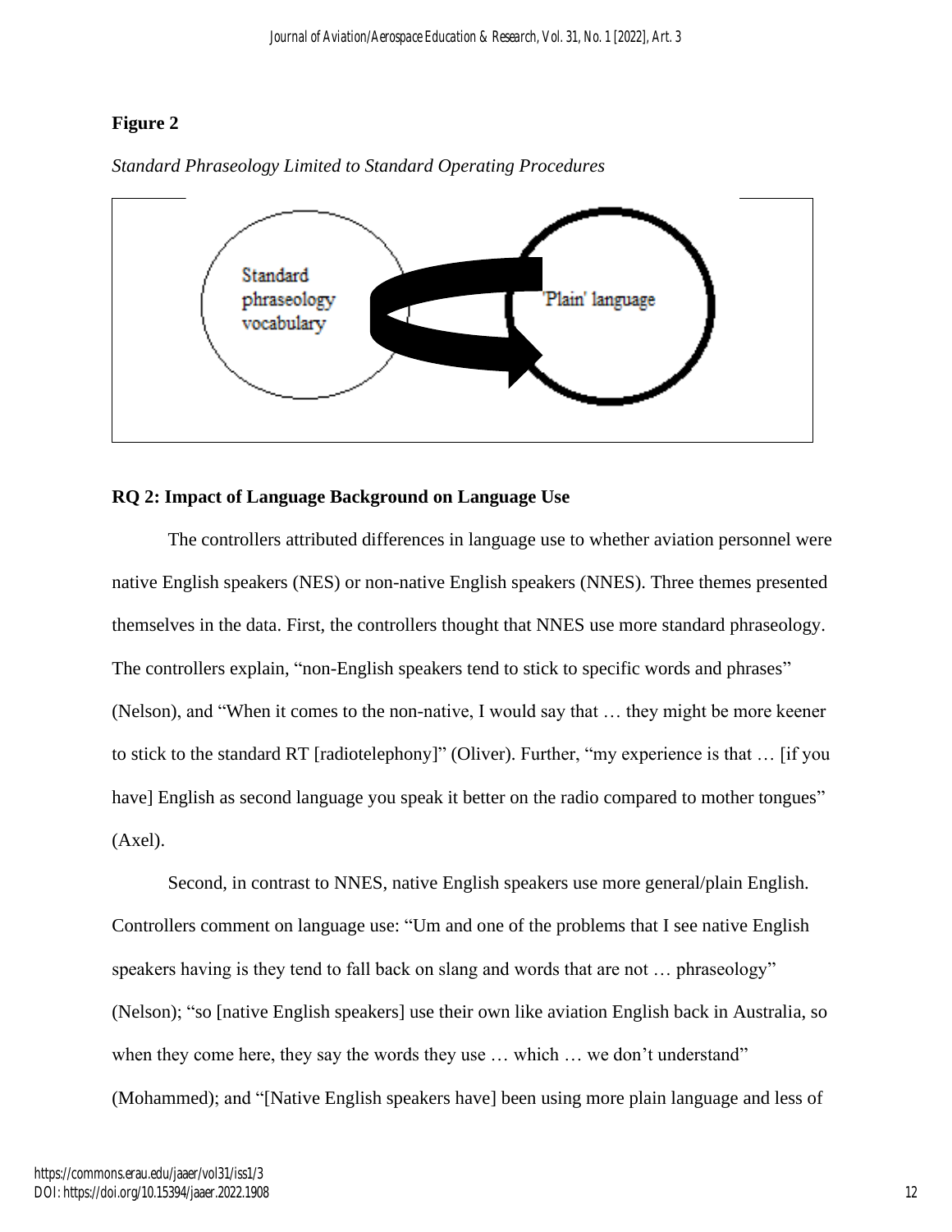**Figure 2**

*Standard Phraseology Limited to Standard Operating Procedures*

Standard phraseology vocabulary

'Plain' language

## RQ 2: Impact of Language Background on Language Use

The controllers attributed differences in language use to whether aviation personnel were native English speakers (NES) or non-native English speakers (NNES). Three themes presented themselves in the data. First, the controllers thought that NNES use more standard phraseology. The controllers explain, "non-English speakers tend to stick to specific words and phrases" (Nelson), and "When it comes to the non-native, I would say that … they might be more keener to stick to the standard RT [radiotelephony]" (Oliver). Further, "my experience is that … [if you have] English as second language you speak it better on the radio compared to mother tongues" (Axel).

Second, in contrast to NNES, native English speakers use more general/plain English. Controllers comment on language use: "Um and one of the problems that I see native English speakers having is they tend to fall back on slang and words that are not … phraseology" (Nelson); "so [native English speakers] use their own like aviation English back in Australia, so when they come here, they say the words they use … which … we don't understand" (Mohammed); and "[Native English speakers have] been using more plain language and less of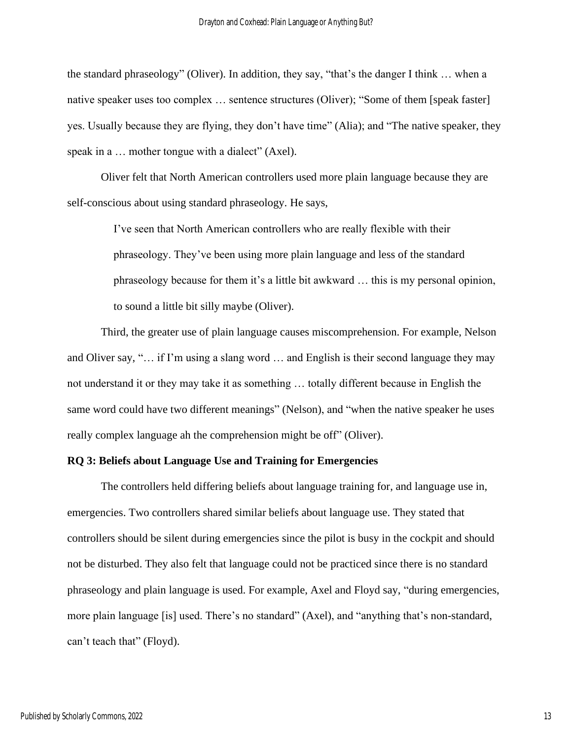the standard phraseology" (Oliver). In addition, they say, "that's the danger I think … when a native speaker uses too complex … sentence structures (Oliver); "Some of them [speak faster] yes. Usually because they are flying, they don't have time" (Alia); and "The native speaker, they speak in a … mother tongue with a dialect" (Axel).

Oliver felt that North American controllers used more plain language because they are self-conscious about using standard phraseology. He says,

> I've seen that North American controllers who are really flexible with their phraseology. They've been using more plain language and less of the standard phraseology because for them it's a little bit awkward … this is my personal opinion, to sound a little bit silly maybe (Oliver).

Third, the greater use of plain language causes miscomprehension. For example, Nelson and Oliver say, "… if I'm using a slang word … and English is their second language they may not understand it or they may take it as something … totally different because in English the same word could have two different meanings" (Nelson), and "when the native speaker he uses really complex language ah the comprehension might be off" (Oliver).

**RQ 3: Beliefs about Language Use and Training for Emergencies**

The controllers held differing beliefs about language training for, and language use in, emergencies. Two controllers shared similar beliefs about language use. They stated that controllers should be silent during emergencies since the pilot is busy in the cockpit and should not be disturbed. They also felt that language could not be practiced since there is no standard phraseology and plain language is used. For example, Axel and Floyd say, "during emergencies, more plain language [is] used. There's no standard" (Axel), and "anything that's non-standard, can't teach that" (Floyd).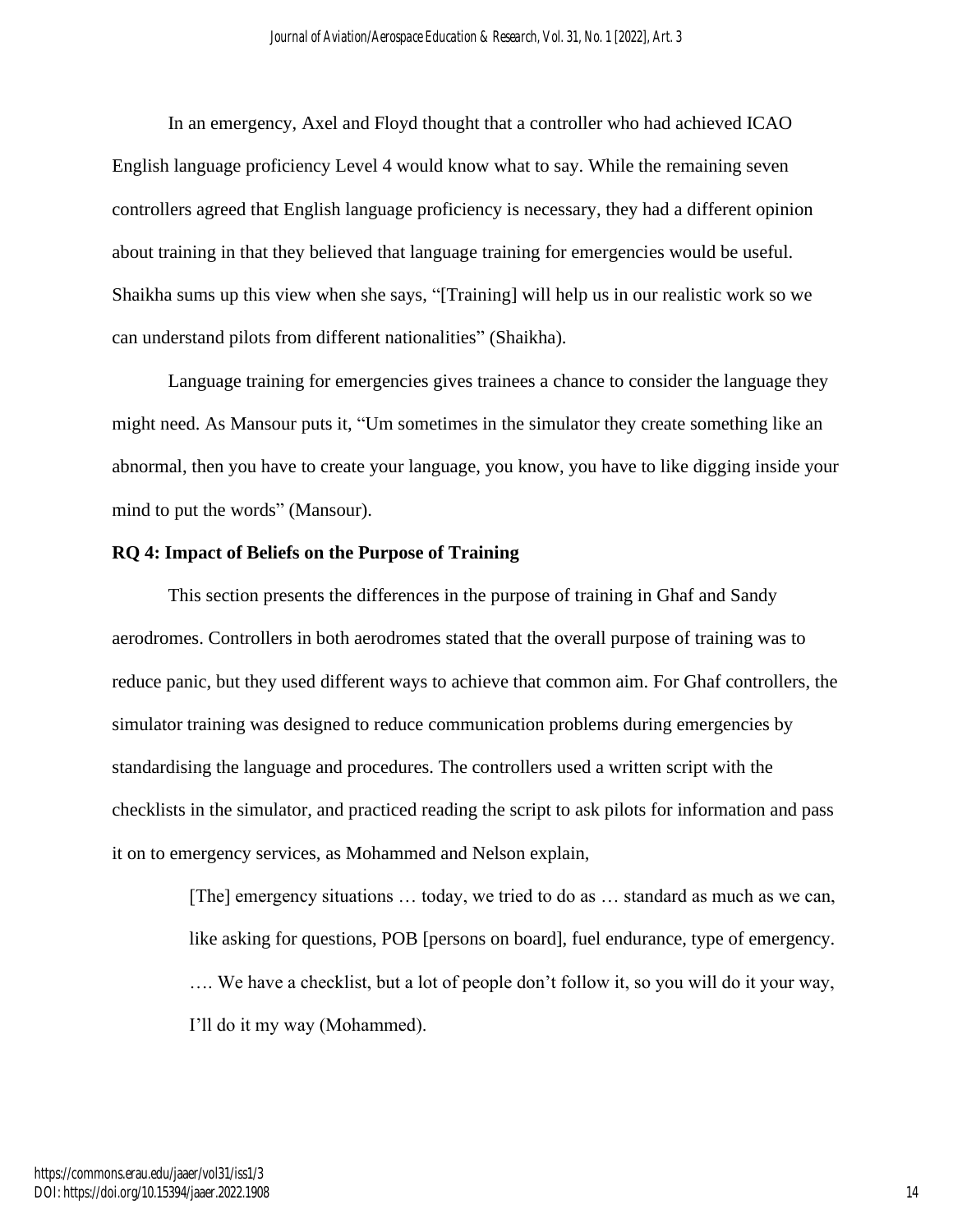In an emergency, Axel and Floyd thought that a controller who had achieved ICAO English language proficiency Level 4 would know what to say. While the remaining seven controllers agreed that English language proficiency is necessary, they had a different opinion about training in that they believed that language training for emergencies would be useful. Shaikha sums up this view when she says, "[Training] will help us in our realistic work so we can understand pilots from different nationalities" (Shaikha).

Language training for emergencies gives trainees a chance to consider the language they might need. As Mansour puts it, "Um sometimes in the simulator they create something like an abnormal, then you have to create your language, you know, you have to like digging inside your mind to put the words" (Mansour).

**RQ 4: Impact of Beliefs on the Purpose of Training**

This section presents the differences in the purpose of training in Ghaf and Sandy aerodromes. Controllers in both aerodromes stated that the overall purpose of training was to reduce panic, but they used different ways to achieve that common aim. For Ghaf controllers, the simulator training was designed to reduce communication problems during emergencies by standardising the language and procedures. The controllers used a written script with the checklists in the simulator, and practiced reading the script to ask pilots for information and pass it on to emergency services, as Mohammed and Nelson explain,

> [The] emergency situations … today, we tried to do as … standard as much as we can, like asking for questions, POB [persons on board], fuel endurance, type of emergency. …. We have a checklist, but a lot of people don't follow it, so you will do it your way, I'll do it my way (Mohammed).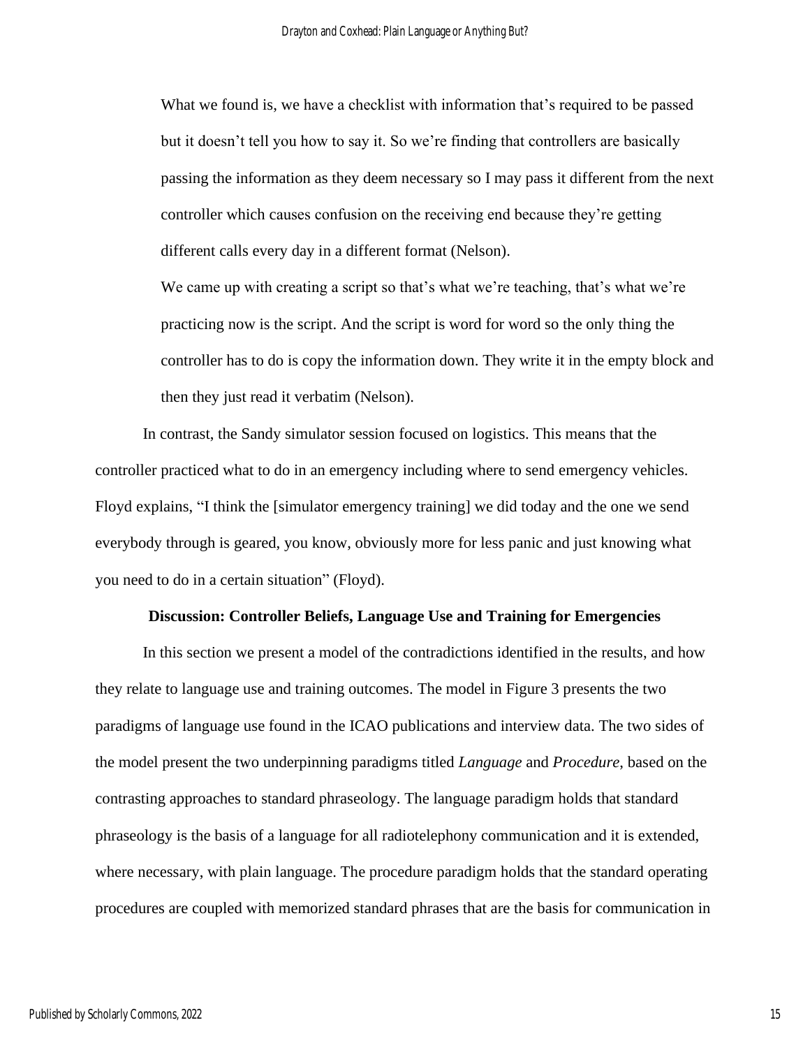> What we found is, we have a checklist with information that's required to be passed but it doesn't tell you how to say it. So we're finding that controllers are basically passing the information as they deem necessary so I may pass it different from the next controller which causes confusion on the receiving end because they're getting different calls every day in a different format (Nelson).
>
> We came up with creating a script so that's what we're teaching, that's what we're practicing now is the script. And the script is word for word so the only thing the controller has to do is copy the information down. They write it in the empty block and then they just read it verbatim (Nelson).

In contrast, the Sandy simulator session focused on logistics. This means that the controller practiced what to do in an emergency including where to send emergency vehicles. Floyd explains, "I think the [simulator emergency training] we did today and the one we send everybody through is geared, you know, obviously more for less panic and just knowing what you need to do in a certain situation" (Floyd).

## Discussion: Controller Beliefs, Language Use and Training for Emergencies

In this section we present a model of the contradictions identified in the results, and how they relate to language use and training outcomes. The model in Figure 3 presents the two paradigms of language use found in the ICAO publications and interview data. The two sides of the model present the two underpinning paradigms titled *Language* and *Procedure*, based on the contrasting approaches to standard phraseology. The language paradigm holds that standard phraseology is the basis of a language for all radiotelephony communication and it is extended, where necessary, with plain language. The procedure paradigm holds that the standard operating procedures are coupled with memorized standard phrases that are the basis for communication in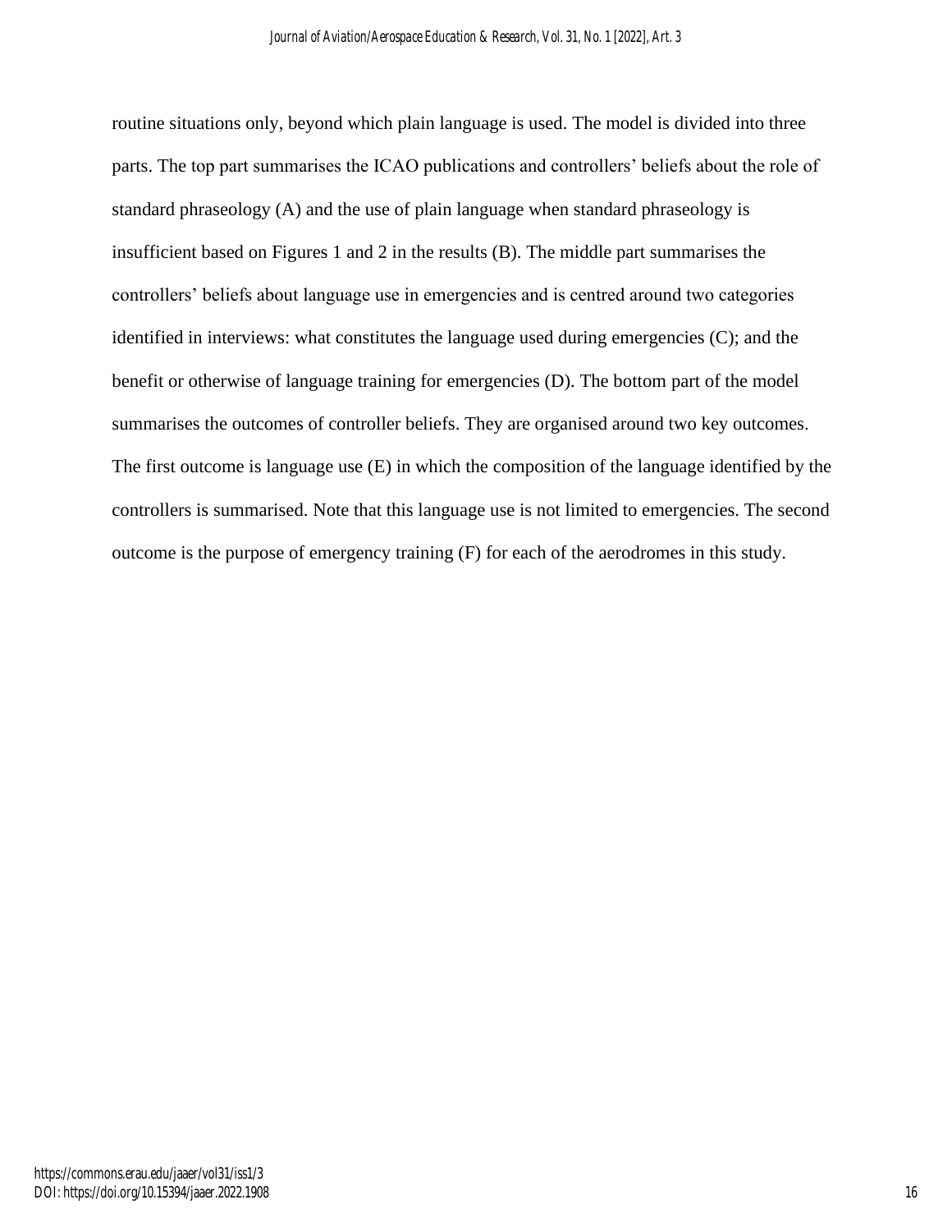routine situations only, beyond which plain language is used. The model is divided into three parts. The top part summarises the ICAO publications and controllers' beliefs about the role of standard phraseology (A) and the use of plain language when standard phraseology is insufficient based on Figures 1 and 2 in the results (B). The middle part summarises the controllers' beliefs about language use in emergencies and is centred around two categories identified in interviews: what constitutes the language used during emergencies (C); and the benefit or otherwise of language training for emergencies (D). The bottom part of the model summarises the outcomes of controller beliefs. They are organised around two key outcomes. The first outcome is language use (E) in which the composition of the language identified by the controllers is summarised. Note that this language use is not limited to emergencies. The second outcome is the purpose of emergency training (F) for each of the aerodromes in this study.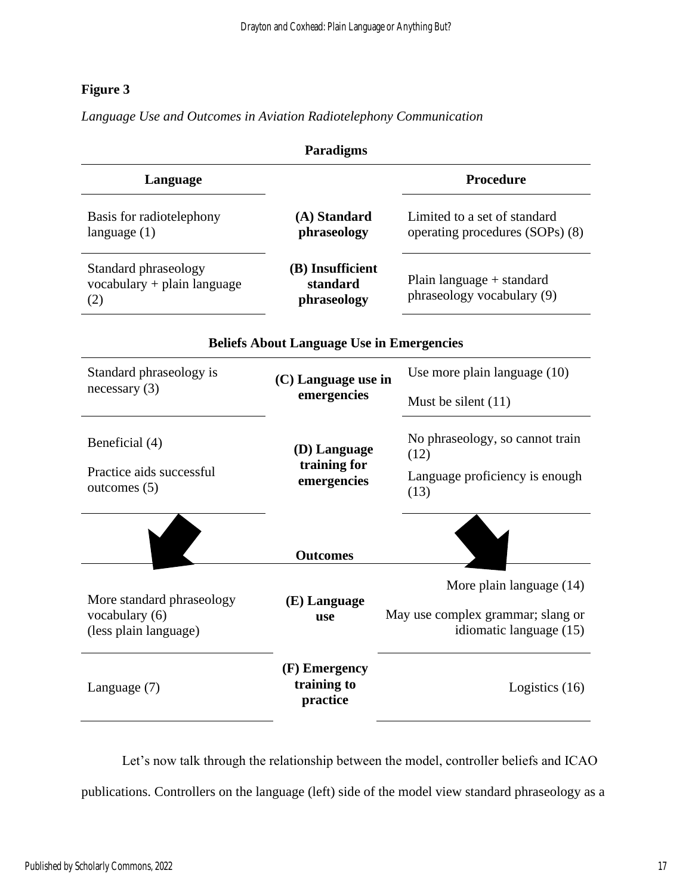**Figure 3**

*Language Use and Outcomes in Aviation Radiotelephony Communication*

| Paradigms | | |
|---|---|---|
| **Language** | | **Procedure** |
| Basis for radiotelephony language (1) | **(A) Standard phraseology** | Limited to a set of standard operating procedures (SOPs) (8) |
| Standard phraseology vocabulary + plain language (2) | **(B) Insufficient standard phraseology** | Plain language + standard phraseology vocabulary (9) |
| **Beliefs About Language Use in Emergencies** | | |
| Standard phraseology is necessary (3) | **(C) Language use in emergencies** | Use more plain language (10)<br>Must be silent (11) |
| Beneficial (4)<br>Practice aids successful outcomes (5) | **(D) Language training for emergencies** | No phraseology, so cannot train (12)<br>Language proficiency is enough (13) |
| **Outcomes** | | |
| More standard phraseology vocabulary (6)<br>(less plain language) | **(E) Language use** | More plain language (14)<br>May use complex grammar; slang or idiomatic language (15) |
| Language (7) | **(F) Emergency training to practice** | Logistics (16) |

Let's now talk through the relationship between the model, controller beliefs and ICAO publications. Controllers on the language (left) side of the model view standard phraseology as a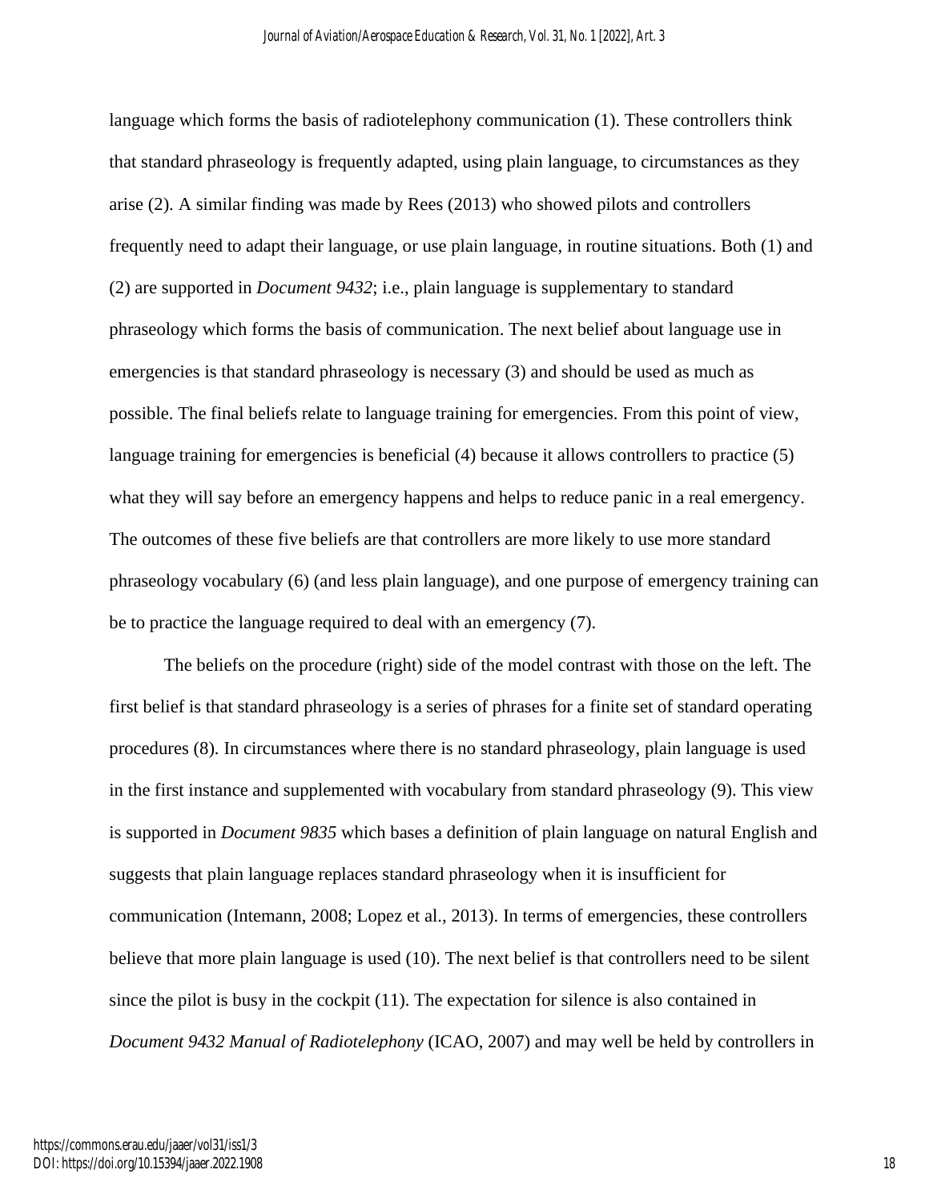language which forms the basis of radiotelephony communication (1). These controllers think that standard phraseology is frequently adapted, using plain language, to circumstances as they arise (2). A similar finding was made by Rees (2013) who showed pilots and controllers frequently need to adapt their language, or use plain language, in routine situations. Both (1) and (2) are supported in *Document 9432*; i.e., plain language is supplementary to standard phraseology which forms the basis of communication. The next belief about language use in emergencies is that standard phraseology is necessary (3) and should be used as much as possible. The final beliefs relate to language training for emergencies. From this point of view, language training for emergencies is beneficial (4) because it allows controllers to practice (5) what they will say before an emergency happens and helps to reduce panic in a real emergency. The outcomes of these five beliefs are that controllers are more likely to use more standard phraseology vocabulary (6) (and less plain language), and one purpose of emergency training can be to practice the language required to deal with an emergency (7).

The beliefs on the procedure (right) side of the model contrast with those on the left. The first belief is that standard phraseology is a series of phrases for a finite set of standard operating procedures (8). In circumstances where there is no standard phraseology, plain language is used in the first instance and supplemented with vocabulary from standard phraseology (9). This view is supported in *Document 9835* which bases a definition of plain language on natural English and suggests that plain language replaces standard phraseology when it is insufficient for communication (Intemann, 2008; Lopez et al., 2013). In terms of emergencies, these controllers believe that more plain language is used (10). The next belief is that controllers need to be silent since the pilot is busy in the cockpit (11). The expectation for silence is also contained in *Document 9432 Manual of Radiotelephony* (ICAO, 2007) and may well be held by controllers in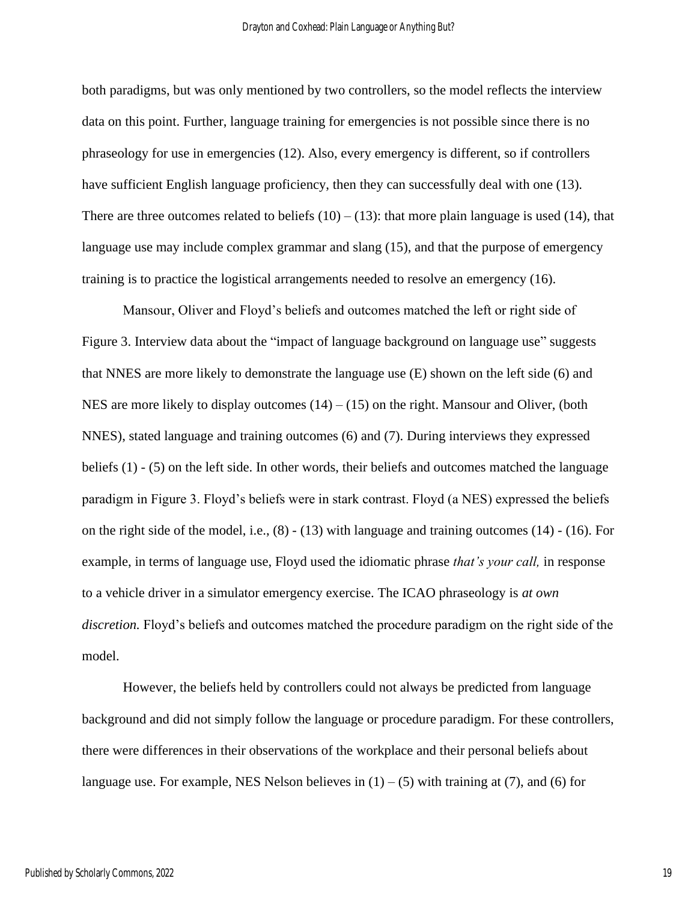both paradigms, but was only mentioned by two controllers, so the model reflects the interview data on this point. Further, language training for emergencies is not possible since there is no phraseology for use in emergencies (12). Also, every emergency is different, so if controllers have sufficient English language proficiency, then they can successfully deal with one (13). There are three outcomes related to beliefs (10) – (13): that more plain language is used (14), that language use may include complex grammar and slang (15), and that the purpose of emergency training is to practice the logistical arrangements needed to resolve an emergency (16).

Mansour, Oliver and Floyd's beliefs and outcomes matched the left or right side of Figure 3. Interview data about the "impact of language background on language use" suggests that NNES are more likely to demonstrate the language use (E) shown on the left side (6) and NES are more likely to display outcomes (14) – (15) on the right. Mansour and Oliver, (both NNES), stated language and training outcomes (6) and (7). During interviews they expressed beliefs (1) - (5) on the left side. In other words, their beliefs and outcomes matched the language paradigm in Figure 3. Floyd's beliefs were in stark contrast. Floyd (a NES) expressed the beliefs on the right side of the model, i.e., (8) - (13) with language and training outcomes (14) - (16). For example, in terms of language use, Floyd used the idiomatic phrase *that's your call,* in response to a vehicle driver in a simulator emergency exercise. The ICAO phraseology is *at own discretion.* Floyd's beliefs and outcomes matched the procedure paradigm on the right side of the model.

However, the beliefs held by controllers could not always be predicted from language background and did not simply follow the language or procedure paradigm. For these controllers, there were differences in their observations of the workplace and their personal beliefs about language use. For example, NES Nelson believes in (1) – (5) with training at (7), and (6) for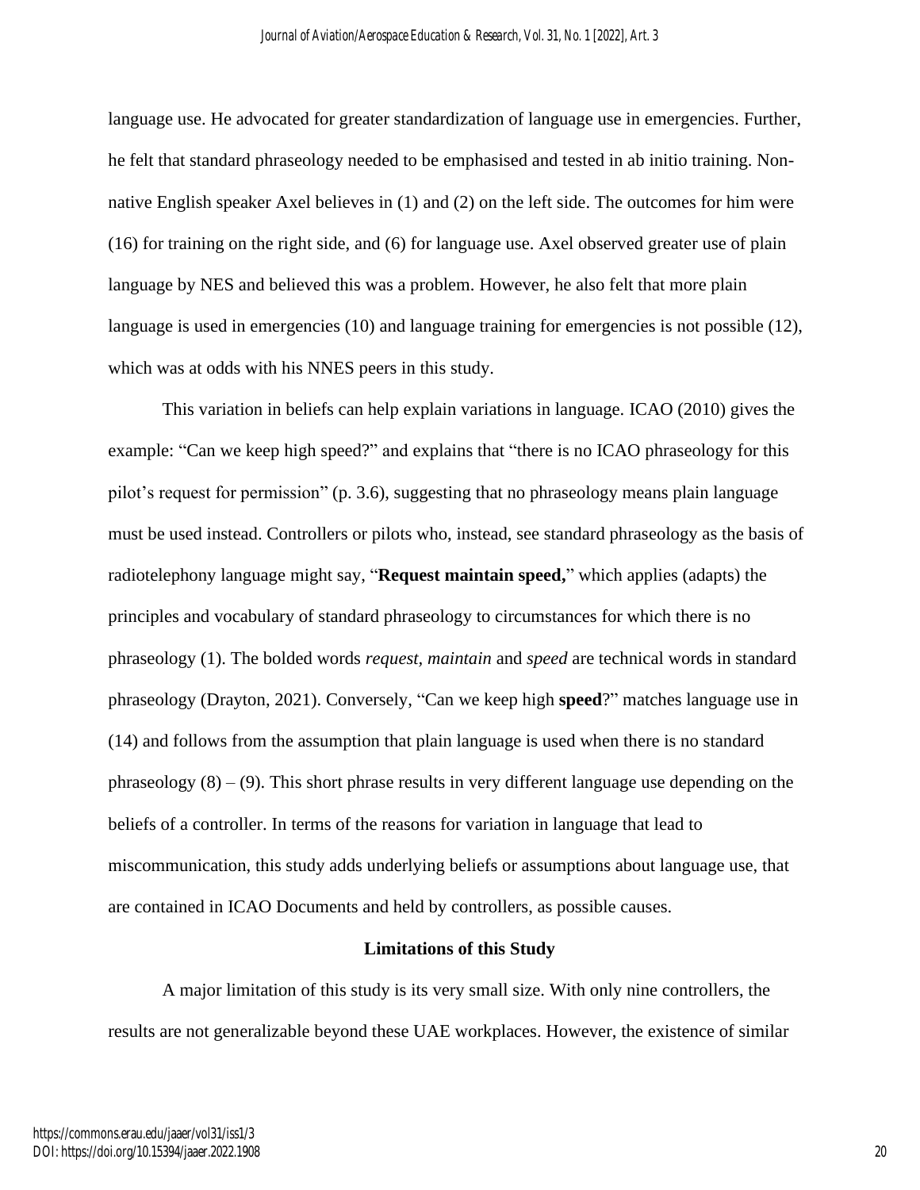language use. He advocated for greater standardization of language use in emergencies. Further, he felt that standard phraseology needed to be emphasised and tested in ab initio training. Non-native English speaker Axel believes in (1) and (2) on the left side. The outcomes for him were (16) for training on the right side, and (6) for language use. Axel observed greater use of plain language by NES and believed this was a problem. However, he also felt that more plain language is used in emergencies (10) and language training for emergencies is not possible (12), which was at odds with his NNES peers in this study.

This variation in beliefs can help explain variations in language. ICAO (2010) gives the example: "Can we keep high speed?" and explains that "there is no ICAO phraseology for this pilot's request for permission" (p. 3.6), suggesting that no phraseology means plain language must be used instead. Controllers or pilots who, instead, see standard phraseology as the basis of radiotelephony language might say, "**Request maintain speed,**" which applies (adapts) the principles and vocabulary of standard phraseology to circumstances for which there is no phraseology (1). The bolded words *request, maintain* and *speed* are technical words in standard phraseology (Drayton, 2021). Conversely, "Can we keep high **speed**?" matches language use in (14) and follows from the assumption that plain language is used when there is no standard phraseology (8) – (9). This short phrase results in very different language use depending on the beliefs of a controller. In terms of the reasons for variation in language that lead to miscommunication, this study adds underlying beliefs or assumptions about language use, that are contained in ICAO Documents and held by controllers, as possible causes.

## Limitations of this Study

A major limitation of this study is its very small size. With only nine controllers, the results are not generalizable beyond these UAE workplaces. However, the existence of similar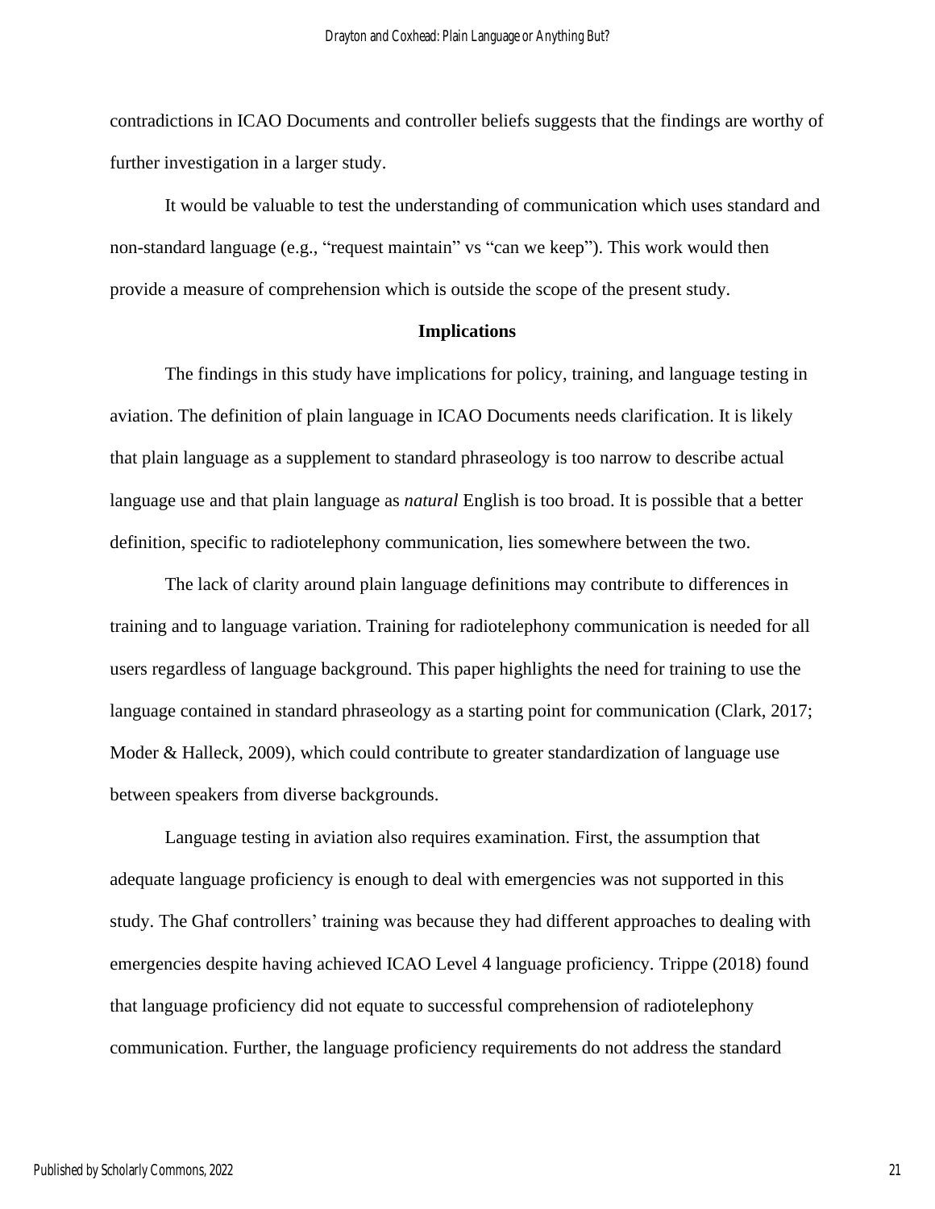contradictions in ICAO Documents and controller beliefs suggests that the findings are worthy of further investigation in a larger study.

It would be valuable to test the understanding of communication which uses standard and non-standard language (e.g., "request maintain" vs "can we keep"). This work would then provide a measure of comprehension which is outside the scope of the present study.

## Implications

The findings in this study have implications for policy, training, and language testing in aviation. The definition of plain language in ICAO Documents needs clarification. It is likely that plain language as a supplement to standard phraseology is too narrow to describe actual language use and that plain language as *natural* English is too broad. It is possible that a better definition, specific to radiotelephony communication, lies somewhere between the two.

The lack of clarity around plain language definitions may contribute to differences in training and to language variation. Training for radiotelephony communication is needed for all users regardless of language background. This paper highlights the need for training to use the language contained in standard phraseology as a starting point for communication (Clark, 2017; Moder & Halleck, 2009), which could contribute to greater standardization of language use between speakers from diverse backgrounds.

Language testing in aviation also requires examination. First, the assumption that adequate language proficiency is enough to deal with emergencies was not supported in this study. The Ghaf controllers' training was because they had different approaches to dealing with emergencies despite having achieved ICAO Level 4 language proficiency. Trippe (2018) found that language proficiency did not equate to successful comprehension of radiotelephony communication. Further, the language proficiency requirements do not address the standard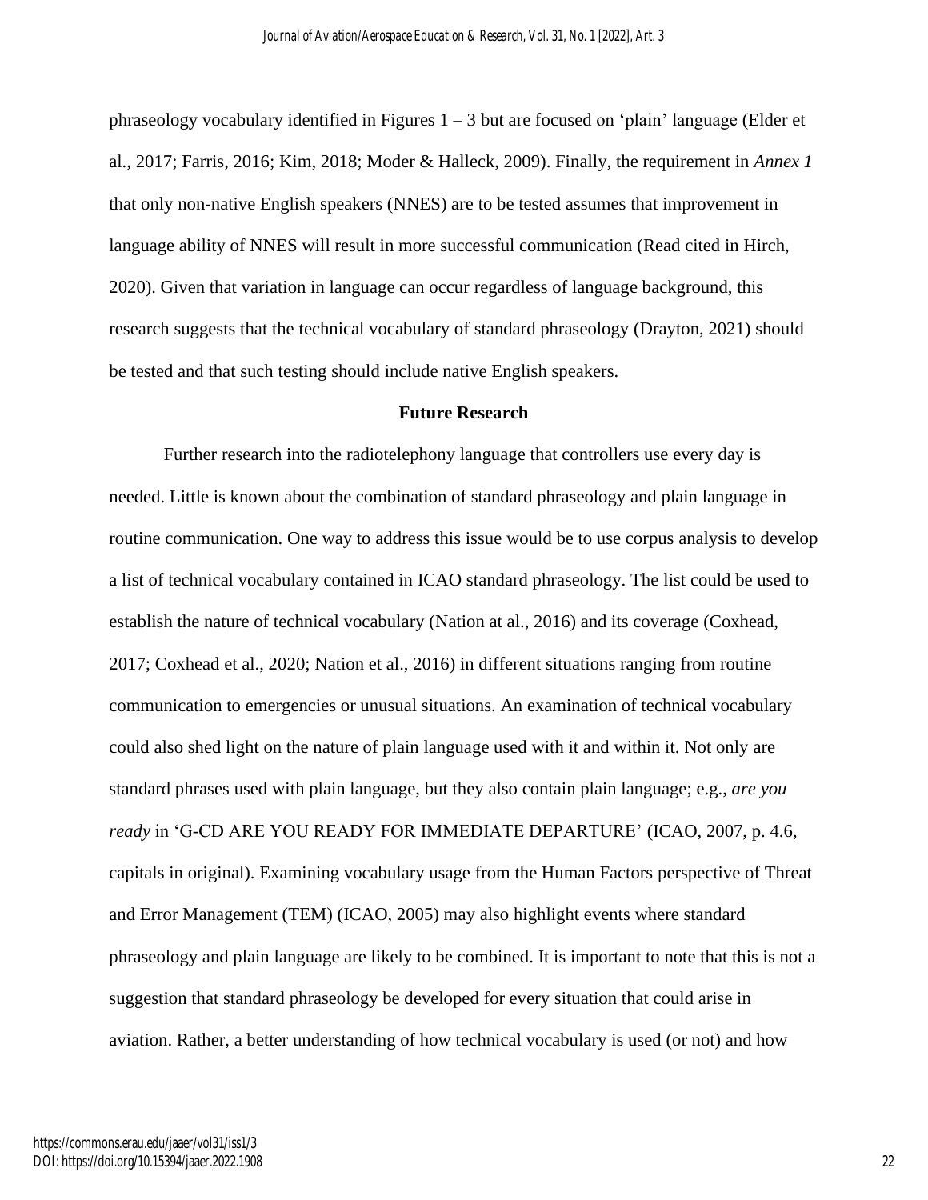phraseology vocabulary identified in Figures 1 – 3 but are focused on 'plain' language (Elder et al., 2017; Farris, 2016; Kim, 2018; Moder & Halleck, 2009). Finally, the requirement in *Annex 1* that only non-native English speakers (NNES) are to be tested assumes that improvement in language ability of NNES will result in more successful communication (Read cited in Hirch, 2020). Given that variation in language can occur regardless of language background, this research suggests that the technical vocabulary of standard phraseology (Drayton, 2021) should be tested and that such testing should include native English speakers.

## Future Research

Further research into the radiotelephony language that controllers use every day is needed. Little is known about the combination of standard phraseology and plain language in routine communication. One way to address this issue would be to use corpus analysis to develop a list of technical vocabulary contained in ICAO standard phraseology. The list could be used to establish the nature of technical vocabulary (Nation at al., 2016) and its coverage (Coxhead, 2017; Coxhead et al., 2020; Nation et al., 2016) in different situations ranging from routine communication to emergencies or unusual situations. An examination of technical vocabulary could also shed light on the nature of plain language used with it and within it. Not only are standard phrases used with plain language, but they also contain plain language; e.g., *are you ready* in 'G-CD ARE YOU READY FOR IMMEDIATE DEPARTURE' (ICAO, 2007, p. 4.6, capitals in original). Examining vocabulary usage from the Human Factors perspective of Threat and Error Management (TEM) (ICAO, 2005) may also highlight events where standard phraseology and plain language are likely to be combined. It is important to note that this is not a suggestion that standard phraseology be developed for every situation that could arise in aviation. Rather, a better understanding of how technical vocabulary is used (or not) and how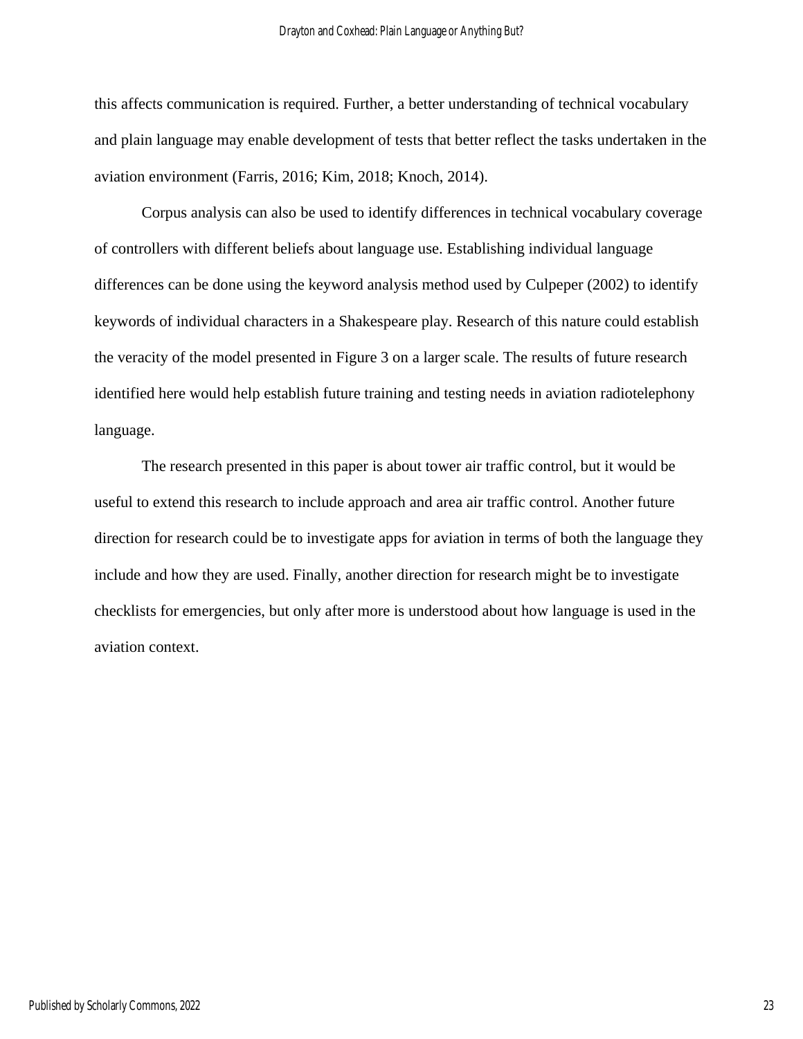this affects communication is required. Further, a better understanding of technical vocabulary and plain language may enable development of tests that better reflect the tasks undertaken in the aviation environment (Farris, 2016; Kim, 2018; Knoch, 2014).

Corpus analysis can also be used to identify differences in technical vocabulary coverage of controllers with different beliefs about language use. Establishing individual language differences can be done using the keyword analysis method used by Culpeper (2002) to identify keywords of individual characters in a Shakespeare play. Research of this nature could establish the veracity of the model presented in Figure 3 on a larger scale. The results of future research identified here would help establish future training and testing needs in aviation radiotelephony language.

The research presented in this paper is about tower air traffic control, but it would be useful to extend this research to include approach and area air traffic control. Another future direction for research could be to investigate apps for aviation in terms of both the language they include and how they are used. Finally, another direction for research might be to investigate checklists for emergencies, but only after more is understood about how language is used in the aviation context.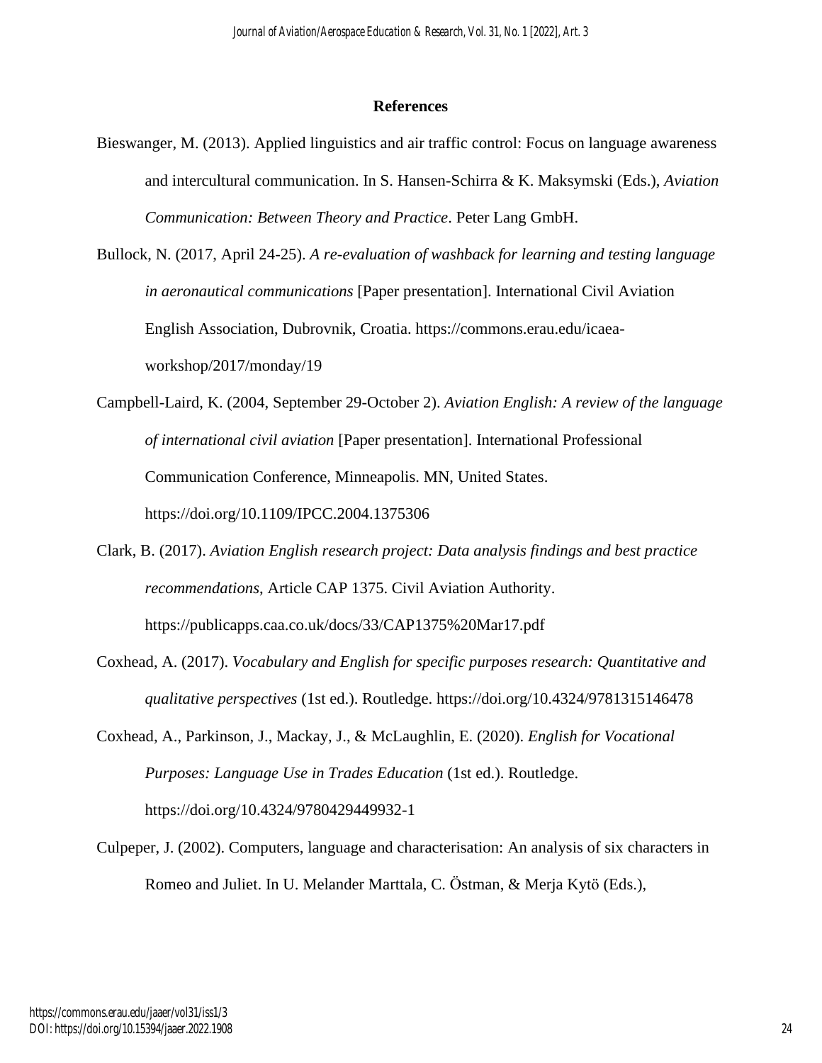## References

Bieswanger, M. (2013). Applied linguistics and air traffic control: Focus on language awareness and intercultural communication. In S. Hansen-Schirra & K. Maksymski (Eds.), *Aviation Communication: Between Theory and Practice*. Peter Lang GmbH.

Bullock, N. (2017, April 24-25). *A re-evaluation of washback for learning and testing language in aeronautical communications* [Paper presentation]. International Civil Aviation English Association, Dubrovnik, Croatia. https://commons.erau.edu/icaea-workshop/2017/monday/19

Campbell-Laird, K. (2004, September 29-October 2). *Aviation English: A review of the language of international civil aviation* [Paper presentation]. International Professional Communication Conference, Minneapolis. MN, United States. https://doi.org/10.1109/IPCC.2004.1375306

Clark, B. (2017). *Aviation English research project: Data analysis findings and best practice recommendations*, Article CAP 1375. Civil Aviation Authority. https://publicapps.caa.co.uk/docs/33/CAP1375%20Mar17.pdf

Coxhead, A. (2017). *Vocabulary and English for specific purposes research: Quantitative and qualitative perspectives* (1st ed.). Routledge. https://doi.org/10.4324/9781315146478

Coxhead, A., Parkinson, J., Mackay, J., & McLaughlin, E. (2020). *English for Vocational Purposes: Language Use in Trades Education* (1st ed.). Routledge. https://doi.org/10.4324/9780429449932-1

Culpeper, J. (2002). Computers, language and characterisation: An analysis of six characters in Romeo and Juliet. In U. Melander Marttala, C. Östman, & Merja Kytö (Eds.),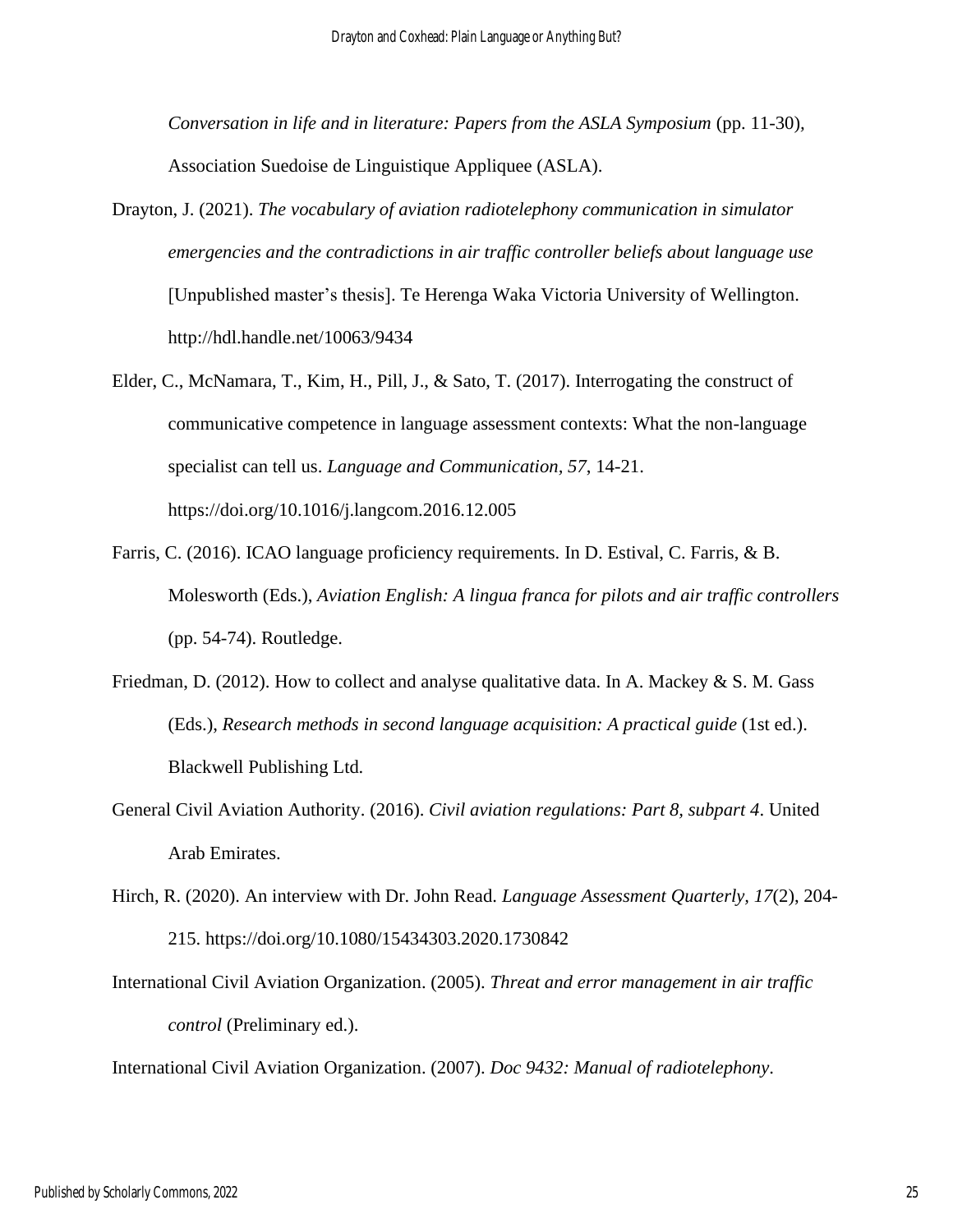*Conversation in life and in literature: Papers from the ASLA Symposium* (pp. 11-30), Association Suedoise de Linguistique Appliquee (ASLA).

Drayton, J. (2021). *The vocabulary of aviation radiotelephony communication in simulator emergencies and the contradictions in air traffic controller beliefs about language use* [Unpublished master's thesis]. Te Herenga Waka Victoria University of Wellington. http://hdl.handle.net/10063/9434

Elder, C., McNamara, T., Kim, H., Pill, J., & Sato, T. (2017). Interrogating the construct of communicative competence in language assessment contexts: What the non-language specialist can tell us. *Language and Communication*, *57*, 14-21. https://doi.org/10.1016/j.langcom.2016.12.005

Farris, C. (2016). ICAO language proficiency requirements. In D. Estival, C. Farris, & B. Molesworth (Eds.), *Aviation English: A lingua franca for pilots and air traffic controllers* (pp. 54-74). Routledge.

Friedman, D. (2012). How to collect and analyse qualitative data. In A. Mackey & S. M. Gass (Eds.), *Research methods in second language acquisition: A practical guide* (1st ed.). Blackwell Publishing Ltd.

General Civil Aviation Authority. (2016). *Civil aviation regulations: Part 8, subpart 4*. United Arab Emirates.

Hirch, R. (2020). An interview with Dr. John Read. *Language Assessment Quarterly*, *17*(2), 204-215. https://doi.org/10.1080/15434303.2020.1730842

International Civil Aviation Organization. (2005). *Threat and error management in air traffic control* (Preliminary ed.).

International Civil Aviation Organization. (2007). *Doc 9432: Manual of radiotelephony*.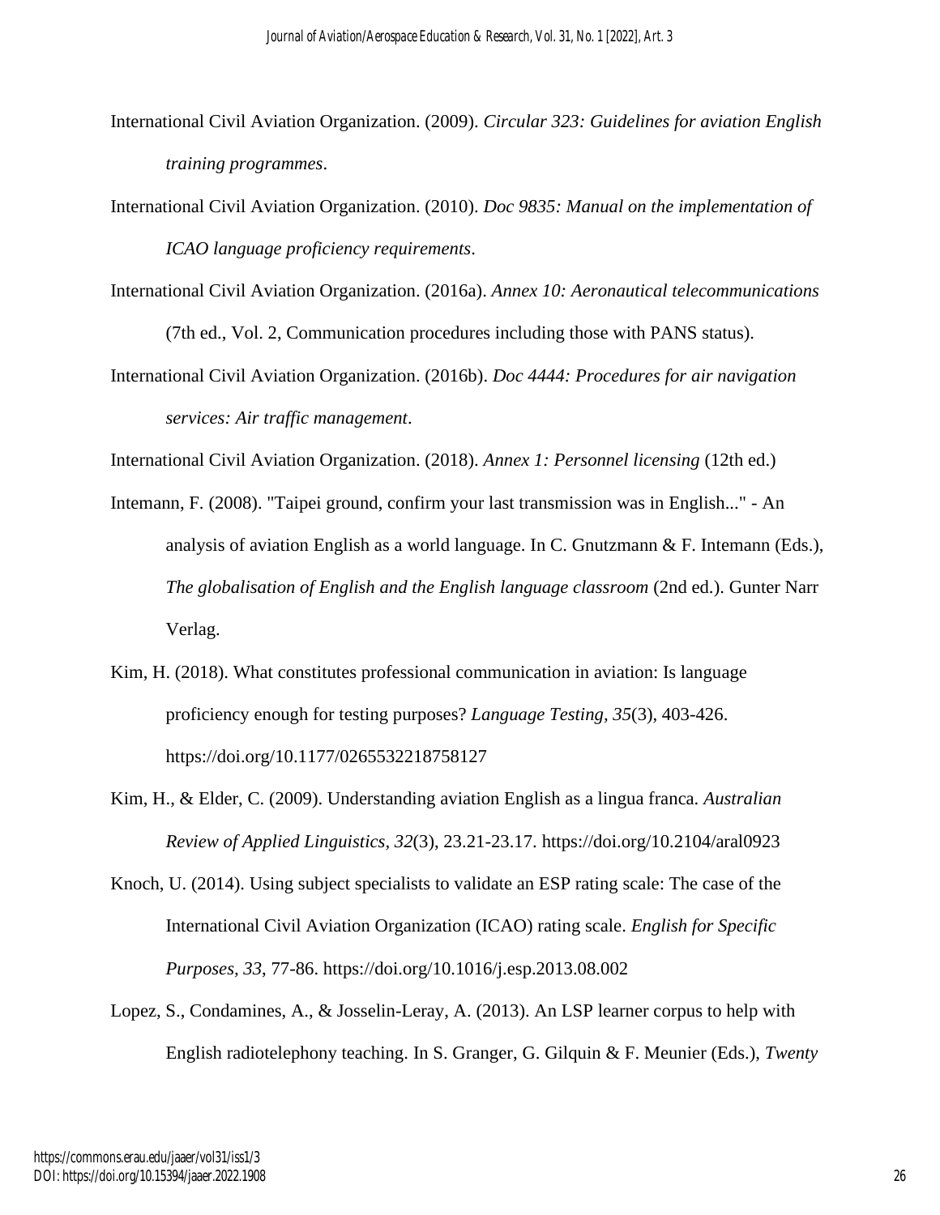International Civil Aviation Organization. (2009). *Circular 323: Guidelines for aviation English training programmes*.

International Civil Aviation Organization. (2010). *Doc 9835: Manual on the implementation of ICAO language proficiency requirements*.

International Civil Aviation Organization. (2016a). *Annex 10: Aeronautical telecommunications* (7th ed., Vol. 2, Communication procedures including those with PANS status).

International Civil Aviation Organization. (2016b). *Doc 4444: Procedures for air navigation services: Air traffic management*.

International Civil Aviation Organization. (2018). *Annex 1: Personnel licensing* (12th ed.)

Intemann, F. (2008). "Taipei ground, confirm your last transmission was in English..." - An analysis of aviation English as a world language. In C. Gnutzmann & F. Intemann (Eds.), *The globalisation of English and the English language classroom* (2nd ed.). Gunter Narr Verlag.

Kim, H. (2018). What constitutes professional communication in aviation: Is language proficiency enough for testing purposes? *Language Testing*, *35*(3), 403-426. https://doi.org/10.1177/0265532218758127

Kim, H., & Elder, C. (2009). Understanding aviation English as a lingua franca. *Australian Review of Applied Linguistics*, *32*(3), 23.21-23.17. https://doi.org/10.2104/aral0923

Knoch, U. (2014). Using subject specialists to validate an ESP rating scale: The case of the International Civil Aviation Organization (ICAO) rating scale. *English for Specific Purposes*, *33*, 77-86. https://doi.org/10.1016/j.esp.2013.08.002

Lopez, S., Condamines, A., & Josselin-Leray, A. (2013). An LSP learner corpus to help with English radiotelephony teaching. In S. Granger, G. Gilquin & F. Meunier (Eds.), *Twenty*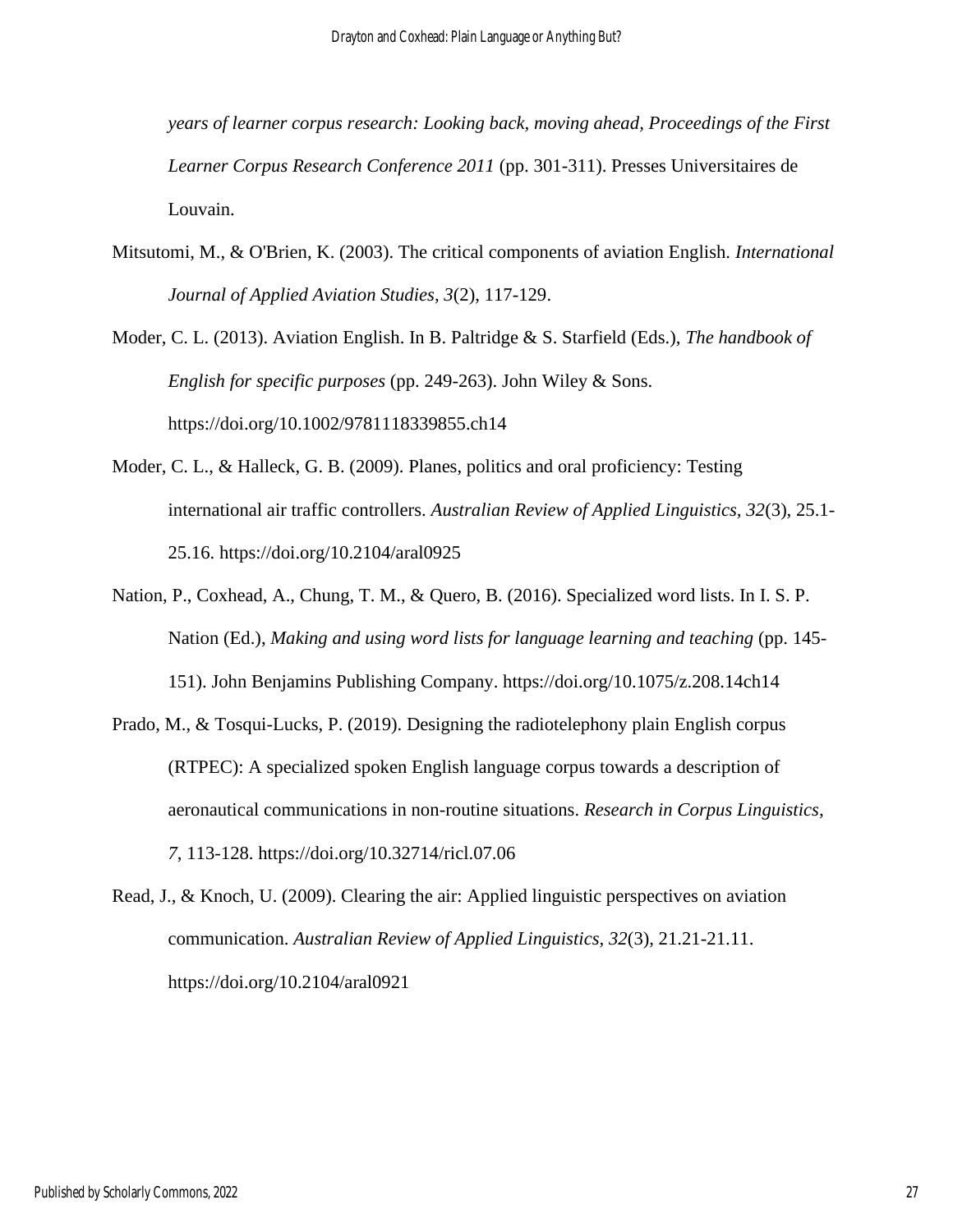*years of learner corpus research: Looking back, moving ahead, Proceedings of the First Learner Corpus Research Conference 2011* (pp. 301-311). Presses Universitaires de Louvain.

Mitsutomi, M., & O'Brien, K. (2003). The critical components of aviation English. *International Journal of Applied Aviation Studies, 3*(2), 117-129.

Moder, C. L. (2013). Aviation English. In B. Paltridge & S. Starfield (Eds.), *The handbook of English for specific purposes* (pp. 249-263). John Wiley & Sons. https://doi.org/10.1002/9781118339855.ch14

Moder, C. L., & Halleck, G. B. (2009). Planes, politics and oral proficiency: Testing international air traffic controllers. *Australian Review of Applied Linguistics, 32*(3), 25.1-25.16. https://doi.org/10.2104/aral0925

Nation, P., Coxhead, A., Chung, T. M., & Quero, B. (2016). Specialized word lists. In I. S. P. Nation (Ed.), *Making and using word lists for language learning and teaching* (pp. 145-151). John Benjamins Publishing Company. https://doi.org/10.1075/z.208.14ch14

Prado, M., & Tosqui-Lucks, P. (2019). Designing the radiotelephony plain English corpus (RTPEC): A specialized spoken English language corpus towards a description of aeronautical communications in non-routine situations. *Research in Corpus Linguistics, 7*, 113-128. https://doi.org/10.32714/ricl.07.06

Read, J., & Knoch, U. (2009). Clearing the air: Applied linguistic perspectives on aviation communication. *Australian Review of Applied Linguistics, 32*(3), 21.21-21.11. https://doi.org/10.2104/aral0921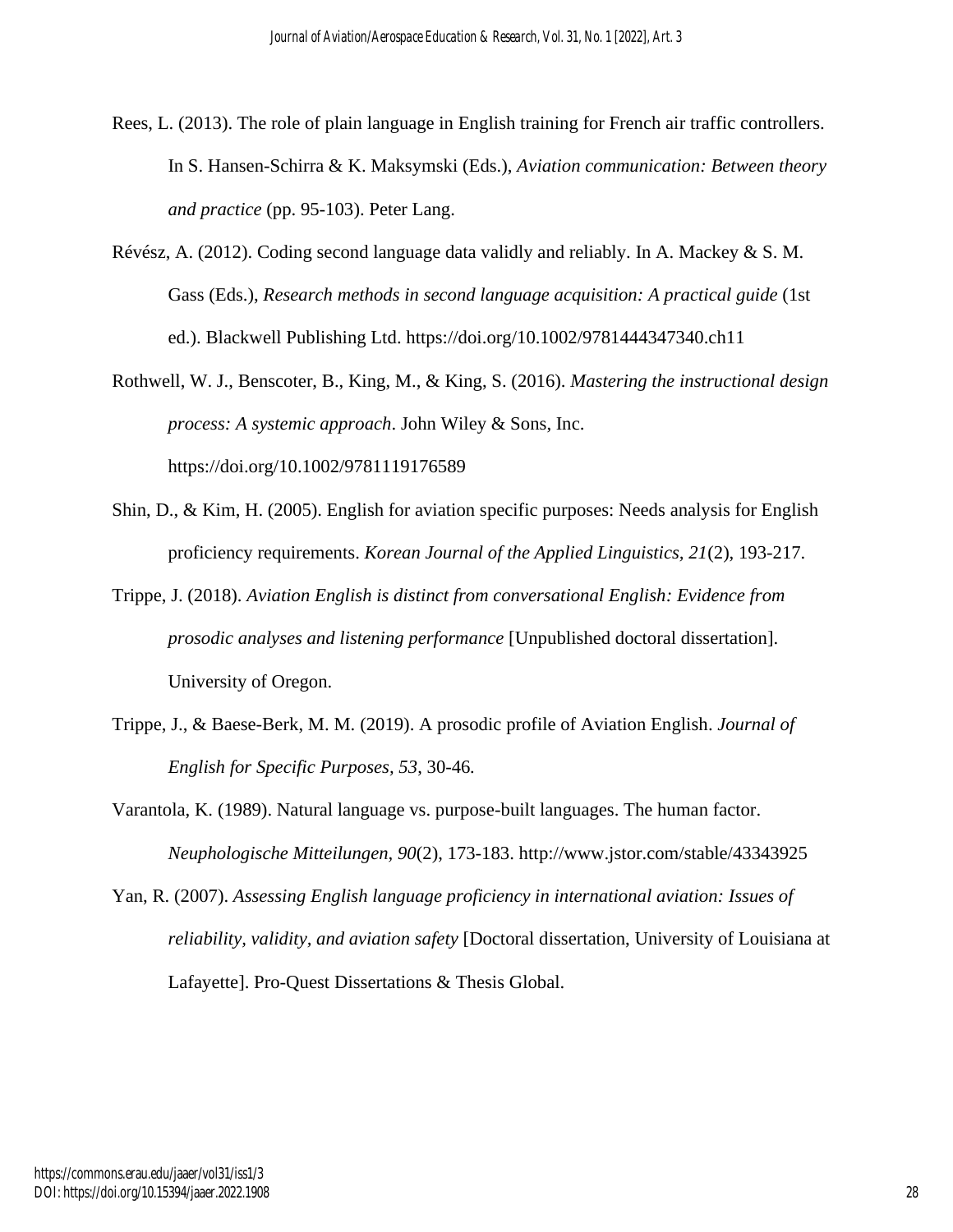Rees, L. (2013). The role of plain language in English training for French air traffic controllers. In S. Hansen-Schirra & K. Maksymski (Eds.), *Aviation communication: Between theory and practice* (pp. 95-103). Peter Lang.

Révész, A. (2012). Coding second language data validly and reliably. In A. Mackey & S. M. Gass (Eds.), *Research methods in second language acquisition: A practical guide* (1st ed.). Blackwell Publishing Ltd. https://doi.org/10.1002/9781444347340.ch11

Rothwell, W. J., Benscoter, B., King, M., & King, S. (2016). *Mastering the instructional design process: A systemic approach*. John Wiley & Sons, Inc. https://doi.org/10.1002/9781119176589

Shin, D., & Kim, H. (2005). English for aviation specific purposes: Needs analysis for English proficiency requirements. *Korean Journal of the Applied Linguistics, 21*(2), 193-217.

Trippe, J. (2018). *Aviation English is distinct from conversational English: Evidence from prosodic analyses and listening performance* [Unpublished doctoral dissertation]. University of Oregon.

Trippe, J., & Baese-Berk, M. M. (2019). A prosodic profile of Aviation English. *Journal of English for Specific Purposes, 53*, 30-46.

Varantola, K. (1989). Natural language vs. purpose-built languages. The human factor. *Neuphologische Mitteilungen, 90*(2), 173-183. http://www.jstor.com/stable/43343925

Yan, R. (2007). *Assessing English language proficiency in international aviation: Issues of reliability, validity, and aviation safety* [Doctoral dissertation, University of Louisiana at Lafayette]. Pro-Quest Dissertations & Thesis Global.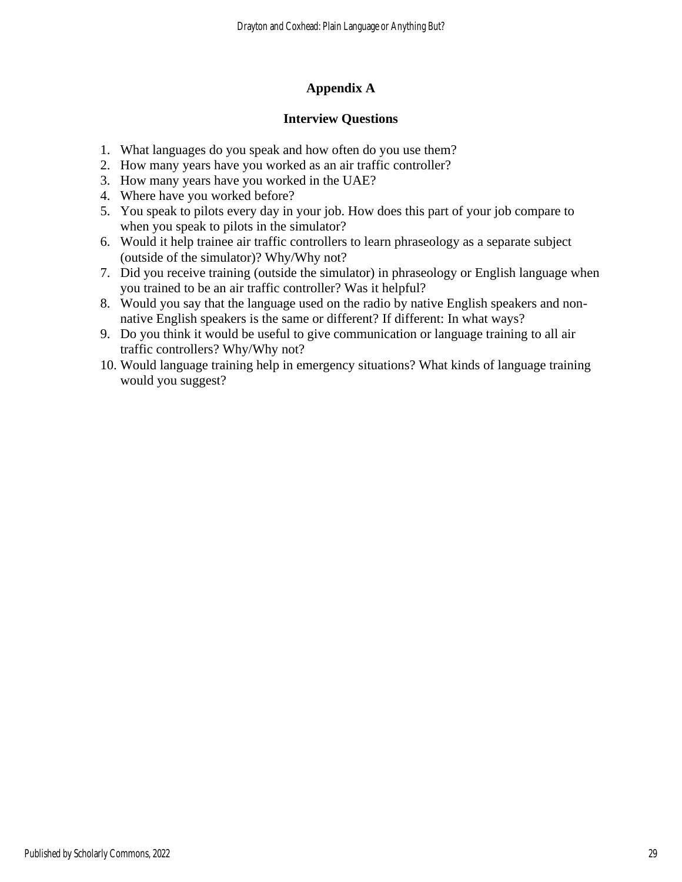## Appendix A

### Interview Questions

1. What languages do you speak and how often do you use them?
2. How many years have you worked as an air traffic controller?
3. How many years have you worked in the UAE?
4. Where have you worked before?
5. You speak to pilots every day in your job. How does this part of your job compare to when you speak to pilots in the simulator?
6. Would it help trainee air traffic controllers to learn phraseology as a separate subject (outside of the simulator)? Why/Why not?
7. Did you receive training (outside the simulator) in phraseology or English language when you trained to be an air traffic controller? Was it helpful?
8. Would you say that the language used on the radio by native English speakers and non-native English speakers is the same or different? If different: In what ways?
9. Do you think it would be useful to give communication or language training to all air traffic controllers? Why/Why not?
10. Would language training help in emergency situations? What kinds of language training would you suggest?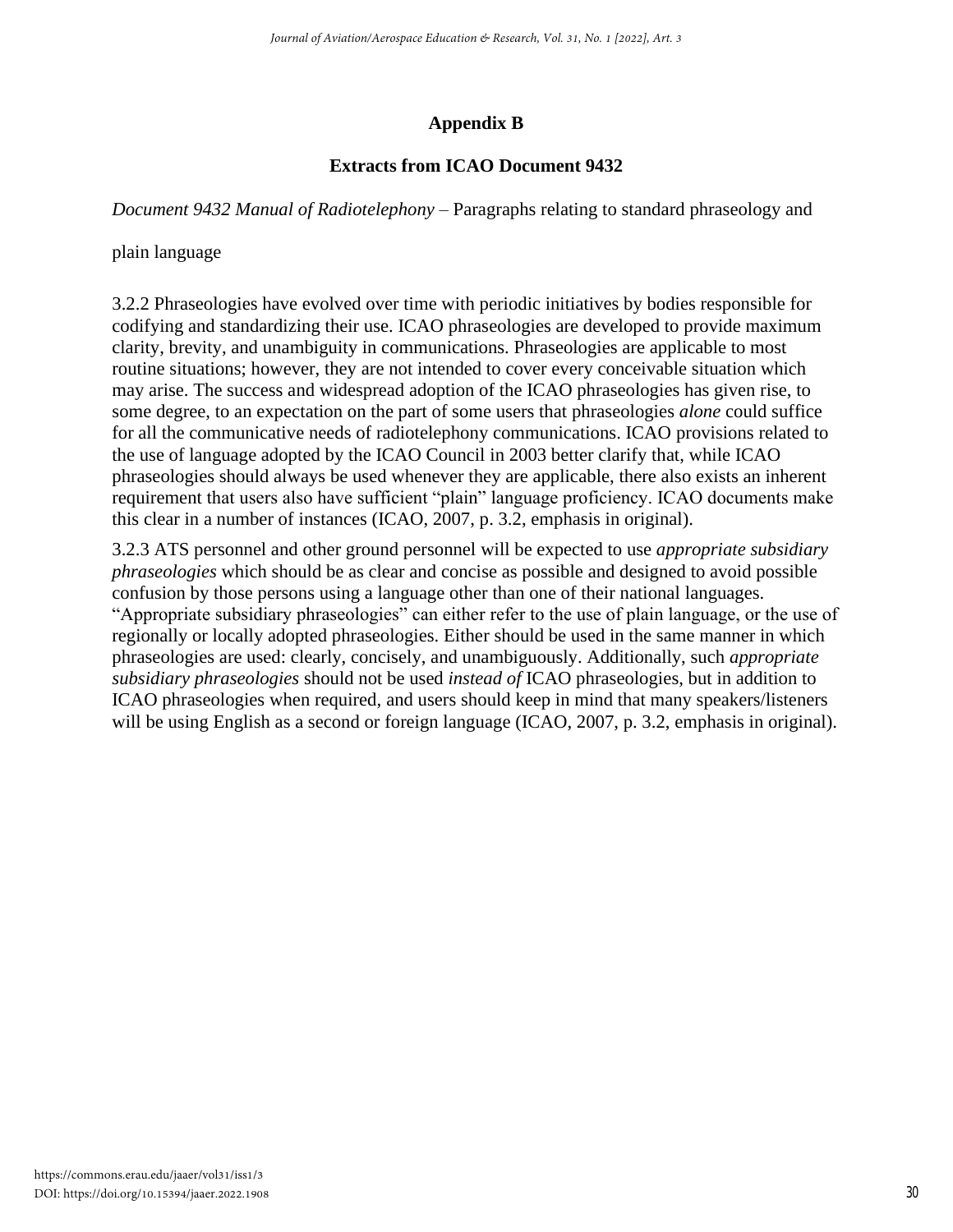## Appendix B

### Extracts from ICAO Document 9432

*Document 9432 Manual of Radiotelephony* – Paragraphs relating to standard phraseology and plain language

3.2.2 Phraseologies have evolved over time with periodic initiatives by bodies responsible for codifying and standardizing their use. ICAO phraseologies are developed to provide maximum clarity, brevity, and unambiguity in communications. Phraseologies are applicable to most routine situations; however, they are not intended to cover every conceivable situation which may arise. The success and widespread adoption of the ICAO phraseologies has given rise, to some degree, to an expectation on the part of some users that phraseologies *alone* could suffice for all the communicative needs of radiotelephony communications. ICAO provisions related to the use of language adopted by the ICAO Council in 2003 better clarify that, while ICAO phraseologies should always be used whenever they are applicable, there also exists an inherent requirement that users also have sufficient "plain" language proficiency. ICAO documents make this clear in a number of instances (ICAO, 2007, p. 3.2, emphasis in original).

3.2.3 ATS personnel and other ground personnel will be expected to use *appropriate subsidiary phraseologies* which should be as clear and concise as possible and designed to avoid possible confusion by those persons using a language other than one of their national languages. "Appropriate subsidiary phraseologies" can either refer to the use of plain language, or the use of regionally or locally adopted phraseologies. Either should be used in the same manner in which phraseologies are used: clearly, concisely, and unambiguously. Additionally, such *appropriate subsidiary phraseologies* should not be used *instead of* ICAO phraseologies, but in addition to ICAO phraseologies when required, and users should keep in mind that many speakers/listeners will be using English as a second or foreign language (ICAO, 2007, p. 3.2, emphasis in original).